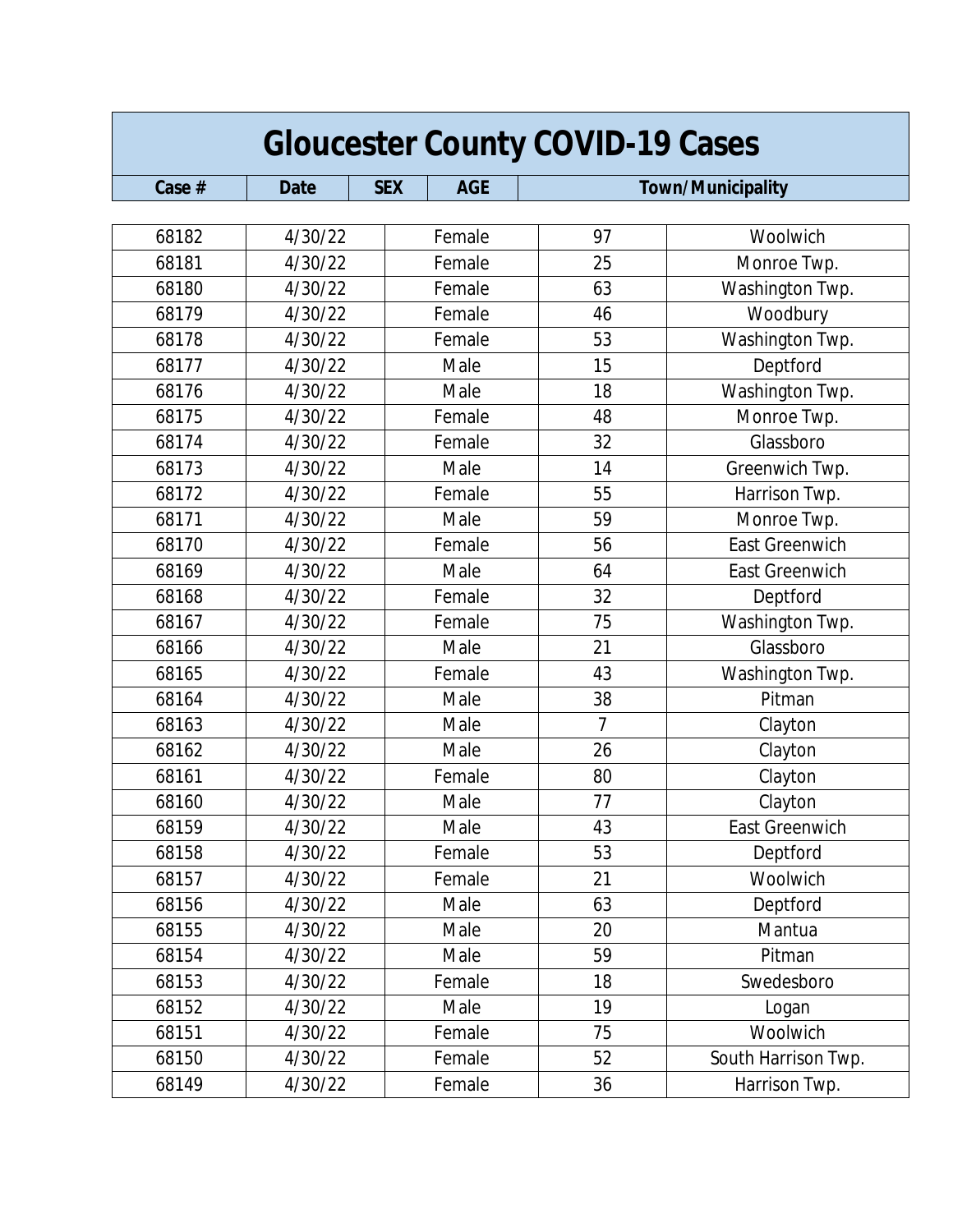# Gloucester County COVID-19 Cases

| Case # | Date | SEX | AGE | Town/Municipality |
|---|---|---|---|---|
| 68182 | 4/30/22 | Female | 97 | Woolwich |
| 68181 | 4/30/22 | Female | 25 | Monroe Twp. |
| 68180 | 4/30/22 | Female | 63 | Washington Twp. |
| 68179 | 4/30/22 | Female | 46 | Woodbury |
| 68178 | 4/30/22 | Female | 53 | Washington Twp. |
| 68177 | 4/30/22 | Male | 15 | Deptford |
| 68176 | 4/30/22 | Male | 18 | Washington Twp. |
| 68175 | 4/30/22 | Female | 48 | Monroe Twp. |
| 68174 | 4/30/22 | Female | 32 | Glassboro |
| 68173 | 4/30/22 | Male | 14 | Greenwich Twp. |
| 68172 | 4/30/22 | Female | 55 | Harrison Twp. |
| 68171 | 4/30/22 | Male | 59 | Monroe Twp. |
| 68170 | 4/30/22 | Female | 56 | East Greenwich |
| 68169 | 4/30/22 | Male | 64 | East Greenwich |
| 68168 | 4/30/22 | Female | 32 | Deptford |
| 68167 | 4/30/22 | Female | 75 | Washington Twp. |
| 68166 | 4/30/22 | Male | 21 | Glassboro |
| 68165 | 4/30/22 | Female | 43 | Washington Twp. |
| 68164 | 4/30/22 | Male | 38 | Pitman |
| 68163 | 4/30/22 | Male | 7 | Clayton |
| 68162 | 4/30/22 | Male | 26 | Clayton |
| 68161 | 4/30/22 | Female | 80 | Clayton |
| 68160 | 4/30/22 | Male | 77 | Clayton |
| 68159 | 4/30/22 | Male | 43 | East Greenwich |
| 68158 | 4/30/22 | Female | 53 | Deptford |
| 68157 | 4/30/22 | Female | 21 | Woolwich |
| 68156 | 4/30/22 | Male | 63 | Deptford |
| 68155 | 4/30/22 | Male | 20 | Mantua |
| 68154 | 4/30/22 | Male | 59 | Pitman |
| 68153 | 4/30/22 | Female | 18 | Swedesboro |
| 68152 | 4/30/22 | Male | 19 | Logan |
| 68151 | 4/30/22 | Female | 75 | Woolwich |
| 68150 | 4/30/22 | Female | 52 | South Harrison Twp. |
| 68149 | 4/30/22 | Female | 36 | Harrison Twp. |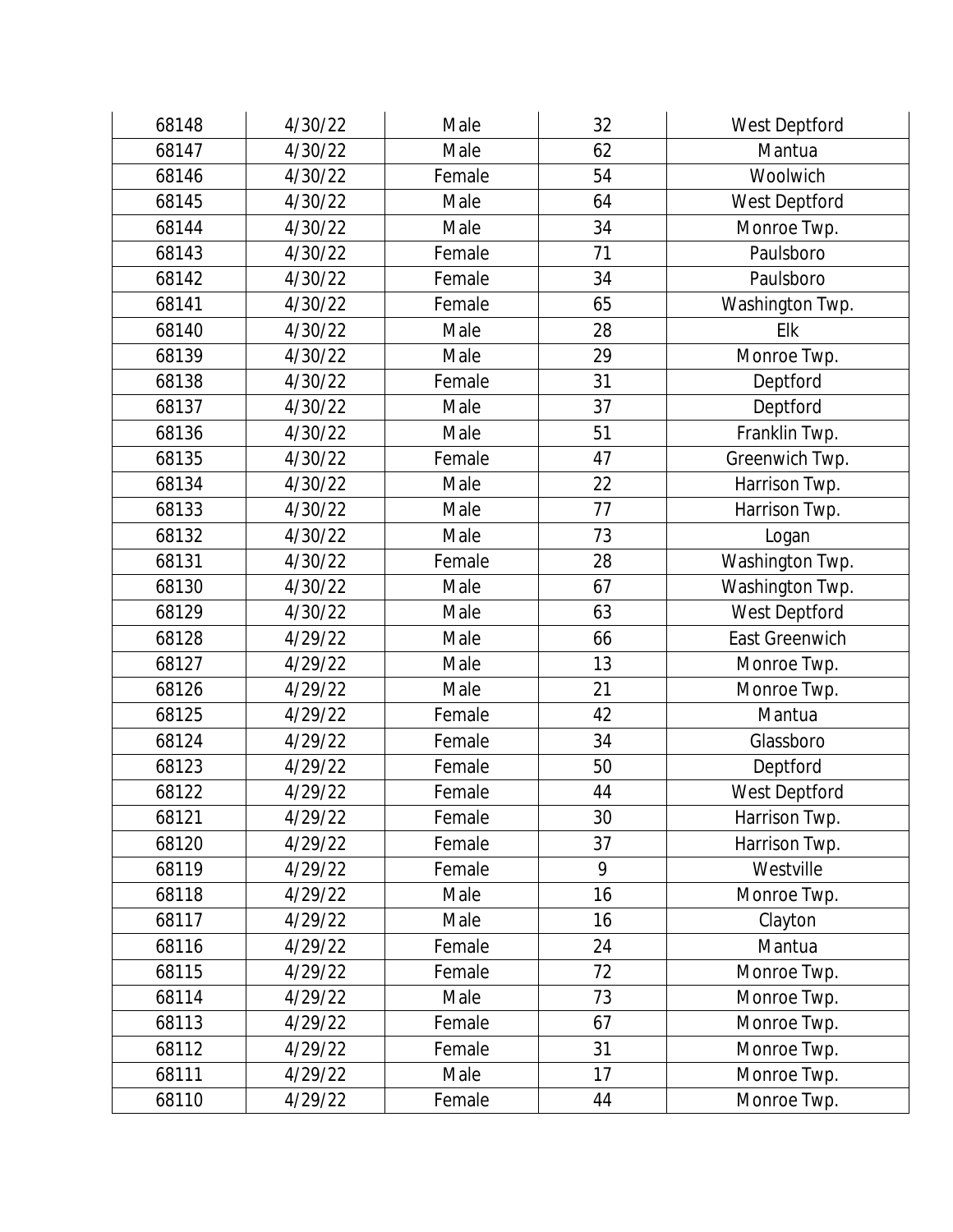| 68148 | 4/30/22 | Male | 32 | West Deptford |
|---|---|---|---|---|
| 68147 | 4/30/22 | Male | 62 | Mantua |
| 68146 | 4/30/22 | Female | 54 | Woolwich |
| 68145 | 4/30/22 | Male | 64 | West Deptford |
| 68144 | 4/30/22 | Male | 34 | Monroe Twp. |
| 68143 | 4/30/22 | Female | 71 | Paulsboro |
| 68142 | 4/30/22 | Female | 34 | Paulsboro |
| 68141 | 4/30/22 | Female | 65 | Washington Twp. |
| 68140 | 4/30/22 | Male | 28 | Elk |
| 68139 | 4/30/22 | Male | 29 | Monroe Twp. |
| 68138 | 4/30/22 | Female | 31 | Deptford |
| 68137 | 4/30/22 | Male | 37 | Deptford |
| 68136 | 4/30/22 | Male | 51 | Franklin Twp. |
| 68135 | 4/30/22 | Female | 47 | Greenwich Twp. |
| 68134 | 4/30/22 | Male | 22 | Harrison Twp. |
| 68133 | 4/30/22 | Male | 77 | Harrison Twp. |
| 68132 | 4/30/22 | Male | 73 | Logan |
| 68131 | 4/30/22 | Female | 28 | Washington Twp. |
| 68130 | 4/30/22 | Male | 67 | Washington Twp. |
| 68129 | 4/30/22 | Male | 63 | West Deptford |
| 68128 | 4/29/22 | Male | 66 | East Greenwich |
| 68127 | 4/29/22 | Male | 13 | Monroe Twp. |
| 68126 | 4/29/22 | Male | 21 | Monroe Twp. |
| 68125 | 4/29/22 | Female | 42 | Mantua |
| 68124 | 4/29/22 | Female | 34 | Glassboro |
| 68123 | 4/29/22 | Female | 50 | Deptford |
| 68122 | 4/29/22 | Female | 44 | West Deptford |
| 68121 | 4/29/22 | Female | 30 | Harrison Twp. |
| 68120 | 4/29/22 | Female | 37 | Harrison Twp. |
| 68119 | 4/29/22 | Female | 9 | Westville |
| 68118 | 4/29/22 | Male | 16 | Monroe Twp. |
| 68117 | 4/29/22 | Male | 16 | Clayton |
| 68116 | 4/29/22 | Female | 24 | Mantua |
| 68115 | 4/29/22 | Female | 72 | Monroe Twp. |
| 68114 | 4/29/22 | Male | 73 | Monroe Twp. |
| 68113 | 4/29/22 | Female | 67 | Monroe Twp. |
| 68112 | 4/29/22 | Female | 31 | Monroe Twp. |
| 68111 | 4/29/22 | Male | 17 | Monroe Twp. |
| 68110 | 4/29/22 | Female | 44 | Monroe Twp. |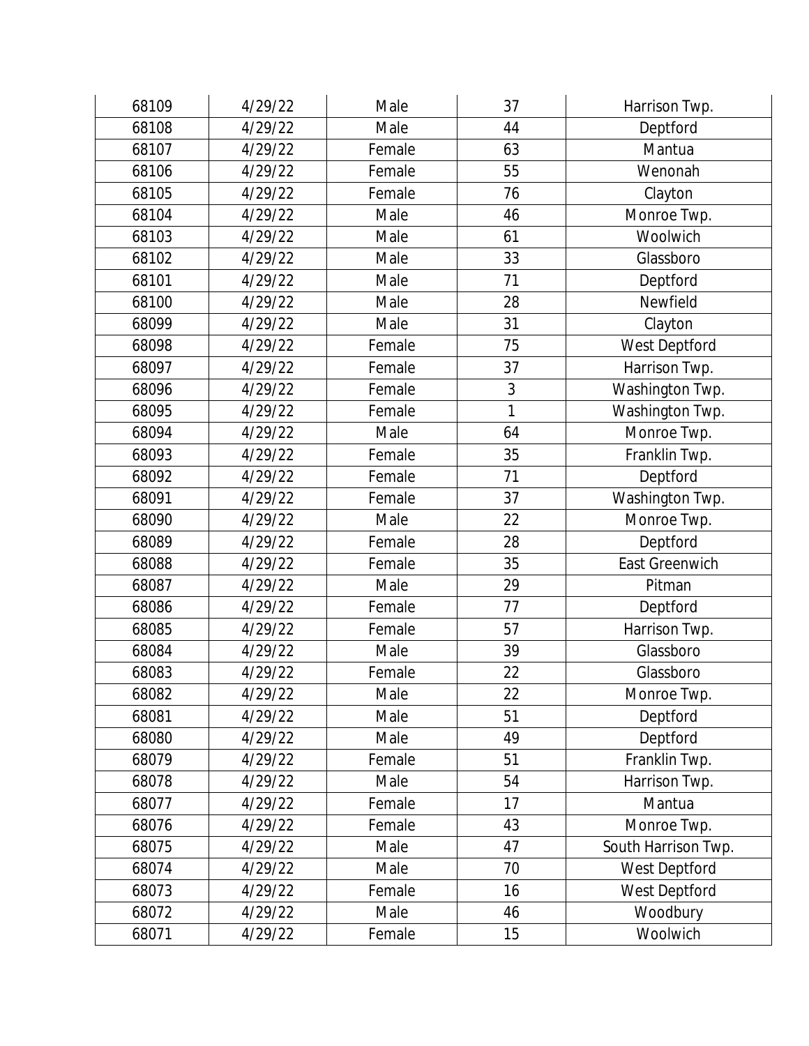| | | | | |
|---|---|---|---|---|
| 68109 | 4/29/22 | Male | 37 | Harrison Twp. |
| 68108 | 4/29/22 | Male | 44 | Deptford |
| 68107 | 4/29/22 | Female | 63 | Mantua |
| 68106 | 4/29/22 | Female | 55 | Wenonah |
| 68105 | 4/29/22 | Female | 76 | Clayton |
| 68104 | 4/29/22 | Male | 46 | Monroe Twp. |
| 68103 | 4/29/22 | Male | 61 | Woolwich |
| 68102 | 4/29/22 | Male | 33 | Glassboro |
| 68101 | 4/29/22 | Male | 71 | Deptford |
| 68100 | 4/29/22 | Male | 28 | Newfield |
| 68099 | 4/29/22 | Male | 31 | Clayton |
| 68098 | 4/29/22 | Female | 75 | West Deptford |
| 68097 | 4/29/22 | Female | 37 | Harrison Twp. |
| 68096 | 4/29/22 | Female | 3 | Washington Twp. |
| 68095 | 4/29/22 | Female | 1 | Washington Twp. |
| 68094 | 4/29/22 | Male | 64 | Monroe Twp. |
| 68093 | 4/29/22 | Female | 35 | Franklin Twp. |
| 68092 | 4/29/22 | Female | 71 | Deptford |
| 68091 | 4/29/22 | Female | 37 | Washington Twp. |
| 68090 | 4/29/22 | Male | 22 | Monroe Twp. |
| 68089 | 4/29/22 | Female | 28 | Deptford |
| 68088 | 4/29/22 | Female | 35 | East Greenwich |
| 68087 | 4/29/22 | Male | 29 | Pitman |
| 68086 | 4/29/22 | Female | 77 | Deptford |
| 68085 | 4/29/22 | Female | 57 | Harrison Twp. |
| 68084 | 4/29/22 | Male | 39 | Glassboro |
| 68083 | 4/29/22 | Female | 22 | Glassboro |
| 68082 | 4/29/22 | Male | 22 | Monroe Twp. |
| 68081 | 4/29/22 | Male | 51 | Deptford |
| 68080 | 4/29/22 | Male | 49 | Deptford |
| 68079 | 4/29/22 | Female | 51 | Franklin Twp. |
| 68078 | 4/29/22 | Male | 54 | Harrison Twp. |
| 68077 | 4/29/22 | Female | 17 | Mantua |
| 68076 | 4/29/22 | Female | 43 | Monroe Twp. |
| 68075 | 4/29/22 | Male | 47 | South Harrison Twp. |
| 68074 | 4/29/22 | Male | 70 | West Deptford |
| 68073 | 4/29/22 | Female | 16 | West Deptford |
| 68072 | 4/29/22 | Male | 46 | Woodbury |
| 68071 | 4/29/22 | Female | 15 | Woolwich |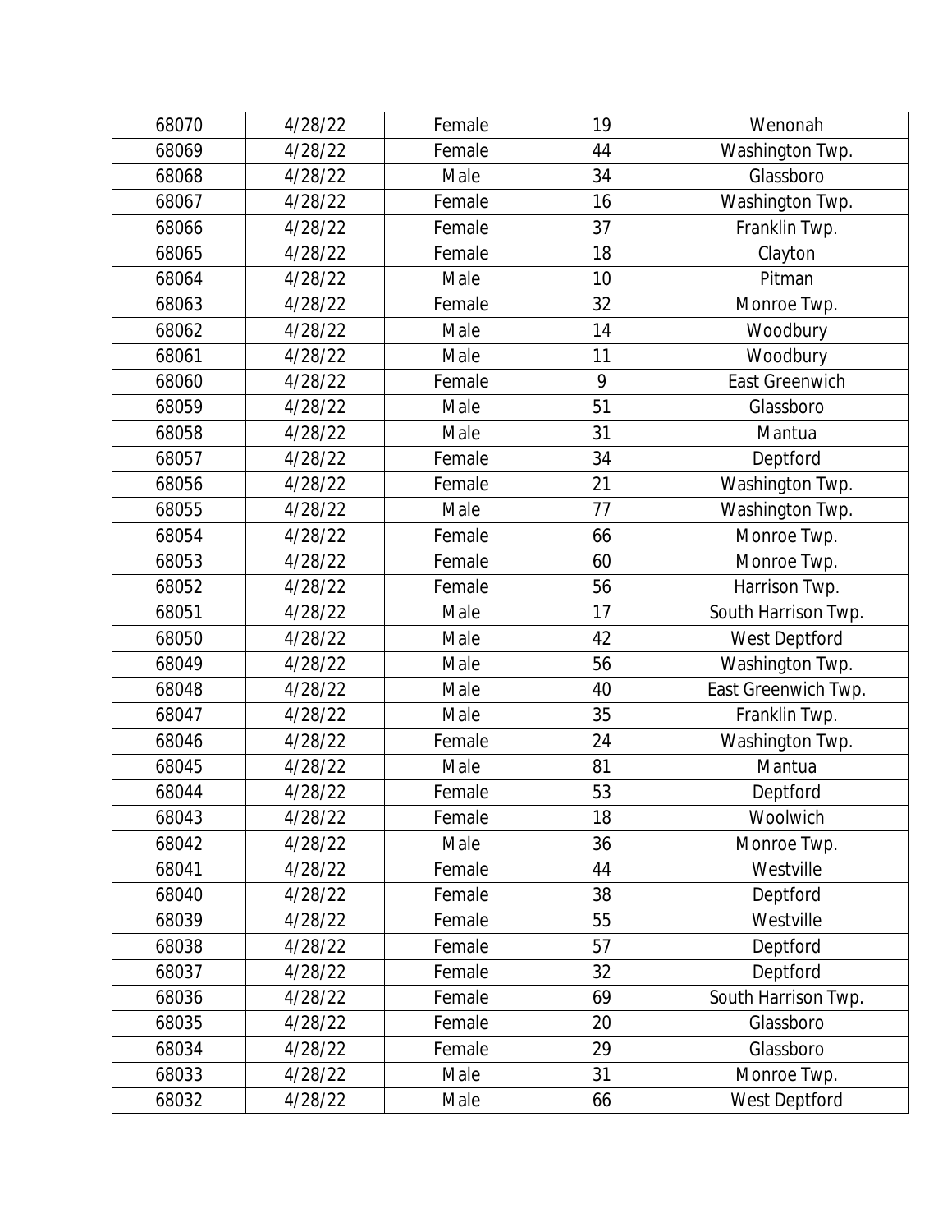| 68070 | 4/28/22 | Female | 19 | Wenonah |
|---|---|---|---|---|
| 68069 | 4/28/22 | Female | 44 | Washington Twp. |
| 68068 | 4/28/22 | Male | 34 | Glassboro |
| 68067 | 4/28/22 | Female | 16 | Washington Twp. |
| 68066 | 4/28/22 | Female | 37 | Franklin Twp. |
| 68065 | 4/28/22 | Female | 18 | Clayton |
| 68064 | 4/28/22 | Male | 10 | Pitman |
| 68063 | 4/28/22 | Female | 32 | Monroe Twp. |
| 68062 | 4/28/22 | Male | 14 | Woodbury |
| 68061 | 4/28/22 | Male | 11 | Woodbury |
| 68060 | 4/28/22 | Female | 9 | East Greenwich |
| 68059 | 4/28/22 | Male | 51 | Glassboro |
| 68058 | 4/28/22 | Male | 31 | Mantua |
| 68057 | 4/28/22 | Female | 34 | Deptford |
| 68056 | 4/28/22 | Female | 21 | Washington Twp. |
| 68055 | 4/28/22 | Male | 77 | Washington Twp. |
| 68054 | 4/28/22 | Female | 66 | Monroe Twp. |
| 68053 | 4/28/22 | Female | 60 | Monroe Twp. |
| 68052 | 4/28/22 | Female | 56 | Harrison Twp. |
| 68051 | 4/28/22 | Male | 17 | South Harrison Twp. |
| 68050 | 4/28/22 | Male | 42 | West Deptford |
| 68049 | 4/28/22 | Male | 56 | Washington Twp. |
| 68048 | 4/28/22 | Male | 40 | East Greenwich Twp. |
| 68047 | 4/28/22 | Male | 35 | Franklin Twp. |
| 68046 | 4/28/22 | Female | 24 | Washington Twp. |
| 68045 | 4/28/22 | Male | 81 | Mantua |
| 68044 | 4/28/22 | Female | 53 | Deptford |
| 68043 | 4/28/22 | Female | 18 | Woolwich |
| 68042 | 4/28/22 | Male | 36 | Monroe Twp. |
| 68041 | 4/28/22 | Female | 44 | Westville |
| 68040 | 4/28/22 | Female | 38 | Deptford |
| 68039 | 4/28/22 | Female | 55 | Westville |
| 68038 | 4/28/22 | Female | 57 | Deptford |
| 68037 | 4/28/22 | Female | 32 | Deptford |
| 68036 | 4/28/22 | Female | 69 | South Harrison Twp. |
| 68035 | 4/28/22 | Female | 20 | Glassboro |
| 68034 | 4/28/22 | Female | 29 | Glassboro |
| 68033 | 4/28/22 | Male | 31 | Monroe Twp. |
| 68032 | 4/28/22 | Male | 66 | West Deptford |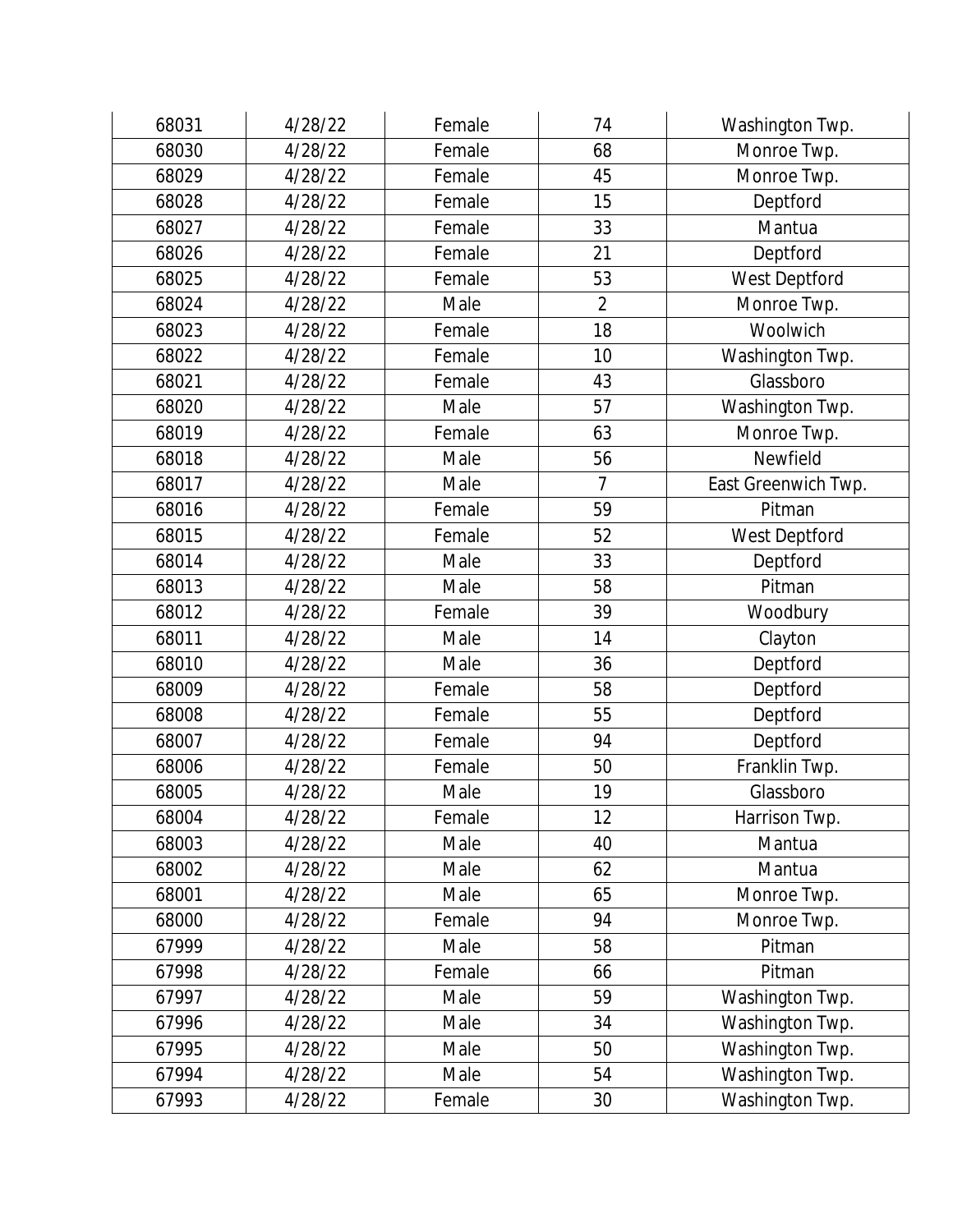| 68031 | 4/28/22 | Female | 74 | Washington Twp. |
|---|---|---|---|---|
| 68030 | 4/28/22 | Female | 68 | Monroe Twp. |
| 68029 | 4/28/22 | Female | 45 | Monroe Twp. |
| 68028 | 4/28/22 | Female | 15 | Deptford |
| 68027 | 4/28/22 | Female | 33 | Mantua |
| 68026 | 4/28/22 | Female | 21 | Deptford |
| 68025 | 4/28/22 | Female | 53 | West Deptford |
| 68024 | 4/28/22 | Male | 2 | Monroe Twp. |
| 68023 | 4/28/22 | Female | 18 | Woolwich |
| 68022 | 4/28/22 | Female | 10 | Washington Twp. |
| 68021 | 4/28/22 | Female | 43 | Glassboro |
| 68020 | 4/28/22 | Male | 57 | Washington Twp. |
| 68019 | 4/28/22 | Female | 63 | Monroe Twp. |
| 68018 | 4/28/22 | Male | 56 | Newfield |
| 68017 | 4/28/22 | Male | 7 | East Greenwich Twp. |
| 68016 | 4/28/22 | Female | 59 | Pitman |
| 68015 | 4/28/22 | Female | 52 | West Deptford |
| 68014 | 4/28/22 | Male | 33 | Deptford |
| 68013 | 4/28/22 | Male | 58 | Pitman |
| 68012 | 4/28/22 | Female | 39 | Woodbury |
| 68011 | 4/28/22 | Male | 14 | Clayton |
| 68010 | 4/28/22 | Male | 36 | Deptford |
| 68009 | 4/28/22 | Female | 58 | Deptford |
| 68008 | 4/28/22 | Female | 55 | Deptford |
| 68007 | 4/28/22 | Female | 94 | Deptford |
| 68006 | 4/28/22 | Female | 50 | Franklin Twp. |
| 68005 | 4/28/22 | Male | 19 | Glassboro |
| 68004 | 4/28/22 | Female | 12 | Harrison Twp. |
| 68003 | 4/28/22 | Male | 40 | Mantua |
| 68002 | 4/28/22 | Male | 62 | Mantua |
| 68001 | 4/28/22 | Male | 65 | Monroe Twp. |
| 68000 | 4/28/22 | Female | 94 | Monroe Twp. |
| 67999 | 4/28/22 | Male | 58 | Pitman |
| 67998 | 4/28/22 | Female | 66 | Pitman |
| 67997 | 4/28/22 | Male | 59 | Washington Twp. |
| 67996 | 4/28/22 | Male | 34 | Washington Twp. |
| 67995 | 4/28/22 | Male | 50 | Washington Twp. |
| 67994 | 4/28/22 | Male | 54 | Washington Twp. |
| 67993 | 4/28/22 | Female | 30 | Washington Twp. |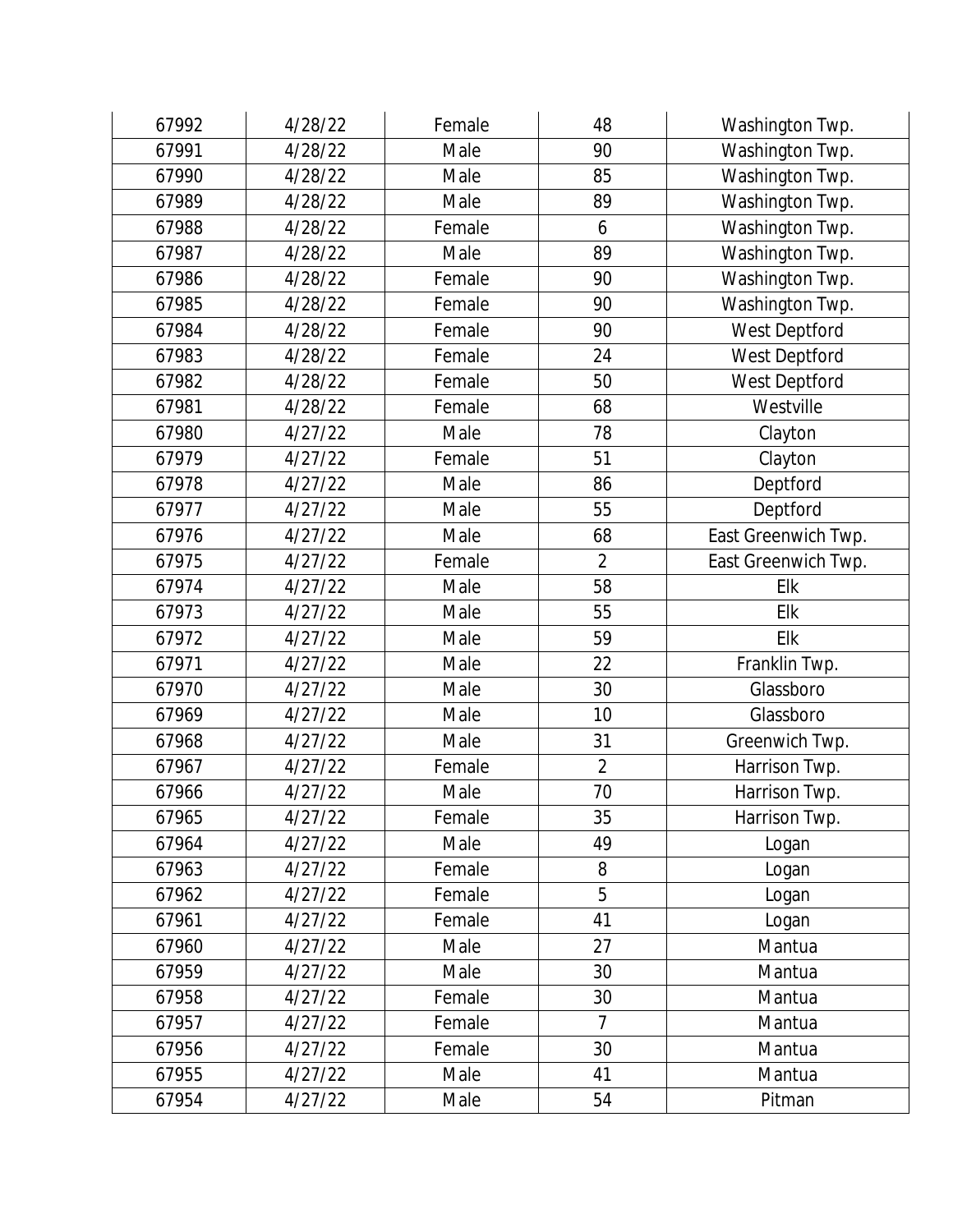| 67992 | 4/28/22 | Female | 48 | Washington Twp. |
|---|---|---|---|---|
| 67991 | 4/28/22 | Male | 90 | Washington Twp. |
| 67990 | 4/28/22 | Male | 85 | Washington Twp. |
| 67989 | 4/28/22 | Male | 89 | Washington Twp. |
| 67988 | 4/28/22 | Female | 6 | Washington Twp. |
| 67987 | 4/28/22 | Male | 89 | Washington Twp. |
| 67986 | 4/28/22 | Female | 90 | Washington Twp. |
| 67985 | 4/28/22 | Female | 90 | Washington Twp. |
| 67984 | 4/28/22 | Female | 90 | West Deptford |
| 67983 | 4/28/22 | Female | 24 | West Deptford |
| 67982 | 4/28/22 | Female | 50 | West Deptford |
| 67981 | 4/28/22 | Female | 68 | Westville |
| 67980 | 4/27/22 | Male | 78 | Clayton |
| 67979 | 4/27/22 | Female | 51 | Clayton |
| 67978 | 4/27/22 | Male | 86 | Deptford |
| 67977 | 4/27/22 | Male | 55 | Deptford |
| 67976 | 4/27/22 | Male | 68 | East Greenwich Twp. |
| 67975 | 4/27/22 | Female | 2 | East Greenwich Twp. |
| 67974 | 4/27/22 | Male | 58 | Elk |
| 67973 | 4/27/22 | Male | 55 | Elk |
| 67972 | 4/27/22 | Male | 59 | Elk |
| 67971 | 4/27/22 | Male | 22 | Franklin Twp. |
| 67970 | 4/27/22 | Male | 30 | Glassboro |
| 67969 | 4/27/22 | Male | 10 | Glassboro |
| 67968 | 4/27/22 | Male | 31 | Greenwich Twp. |
| 67967 | 4/27/22 | Female | 2 | Harrison Twp. |
| 67966 | 4/27/22 | Male | 70 | Harrison Twp. |
| 67965 | 4/27/22 | Female | 35 | Harrison Twp. |
| 67964 | 4/27/22 | Male | 49 | Logan |
| 67963 | 4/27/22 | Female | 8 | Logan |
| 67962 | 4/27/22 | Female | 5 | Logan |
| 67961 | 4/27/22 | Female | 41 | Logan |
| 67960 | 4/27/22 | Male | 27 | Mantua |
| 67959 | 4/27/22 | Male | 30 | Mantua |
| 67958 | 4/27/22 | Female | 30 | Mantua |
| 67957 | 4/27/22 | Female | 7 | Mantua |
| 67956 | 4/27/22 | Female | 30 | Mantua |
| 67955 | 4/27/22 | Male | 41 | Mantua |
| 67954 | 4/27/22 | Male | 54 | Pitman |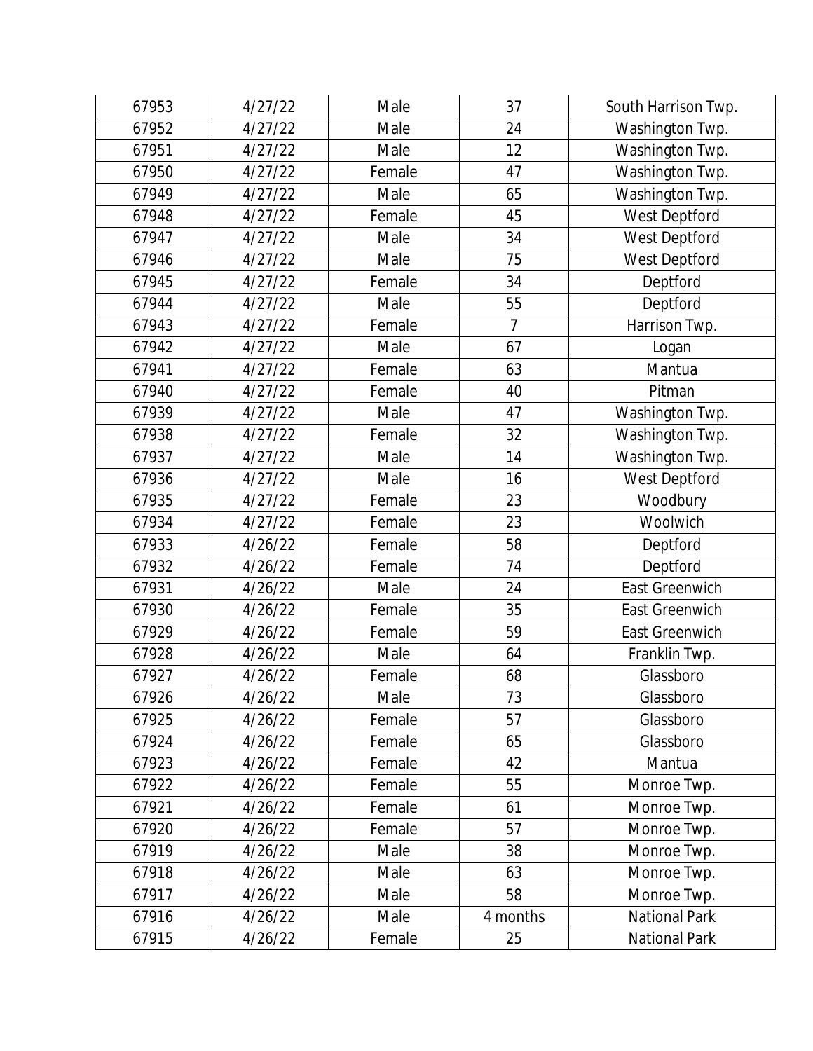| 67953 | 4/27/22 | Male | 37 | South Harrison Twp. |
|---|---|---|---|---|
| 67952 | 4/27/22 | Male | 24 | Washington Twp. |
| 67951 | 4/27/22 | Male | 12 | Washington Twp. |
| 67950 | 4/27/22 | Female | 47 | Washington Twp. |
| 67949 | 4/27/22 | Male | 65 | Washington Twp. |
| 67948 | 4/27/22 | Female | 45 | West Deptford |
| 67947 | 4/27/22 | Male | 34 | West Deptford |
| 67946 | 4/27/22 | Male | 75 | West Deptford |
| 67945 | 4/27/22 | Female | 34 | Deptford |
| 67944 | 4/27/22 | Male | 55 | Deptford |
| 67943 | 4/27/22 | Female | 7 | Harrison Twp. |
| 67942 | 4/27/22 | Male | 67 | Logan |
| 67941 | 4/27/22 | Female | 63 | Mantua |
| 67940 | 4/27/22 | Female | 40 | Pitman |
| 67939 | 4/27/22 | Male | 47 | Washington Twp. |
| 67938 | 4/27/22 | Female | 32 | Washington Twp. |
| 67937 | 4/27/22 | Male | 14 | Washington Twp. |
| 67936 | 4/27/22 | Male | 16 | West Deptford |
| 67935 | 4/27/22 | Female | 23 | Woodbury |
| 67934 | 4/27/22 | Female | 23 | Woolwich |
| 67933 | 4/26/22 | Female | 58 | Deptford |
| 67932 | 4/26/22 | Female | 74 | Deptford |
| 67931 | 4/26/22 | Male | 24 | East Greenwich |
| 67930 | 4/26/22 | Female | 35 | East Greenwich |
| 67929 | 4/26/22 | Female | 59 | East Greenwich |
| 67928 | 4/26/22 | Male | 64 | Franklin Twp. |
| 67927 | 4/26/22 | Female | 68 | Glassboro |
| 67926 | 4/26/22 | Male | 73 | Glassboro |
| 67925 | 4/26/22 | Female | 57 | Glassboro |
| 67924 | 4/26/22 | Female | 65 | Glassboro |
| 67923 | 4/26/22 | Female | 42 | Mantua |
| 67922 | 4/26/22 | Female | 55 | Monroe Twp. |
| 67921 | 4/26/22 | Female | 61 | Monroe Twp. |
| 67920 | 4/26/22 | Female | 57 | Monroe Twp. |
| 67919 | 4/26/22 | Male | 38 | Monroe Twp. |
| 67918 | 4/26/22 | Male | 63 | Monroe Twp. |
| 67917 | 4/26/22 | Male | 58 | Monroe Twp. |
| 67916 | 4/26/22 | Male | 4 months | National Park |
| 67915 | 4/26/22 | Female | 25 | National Park |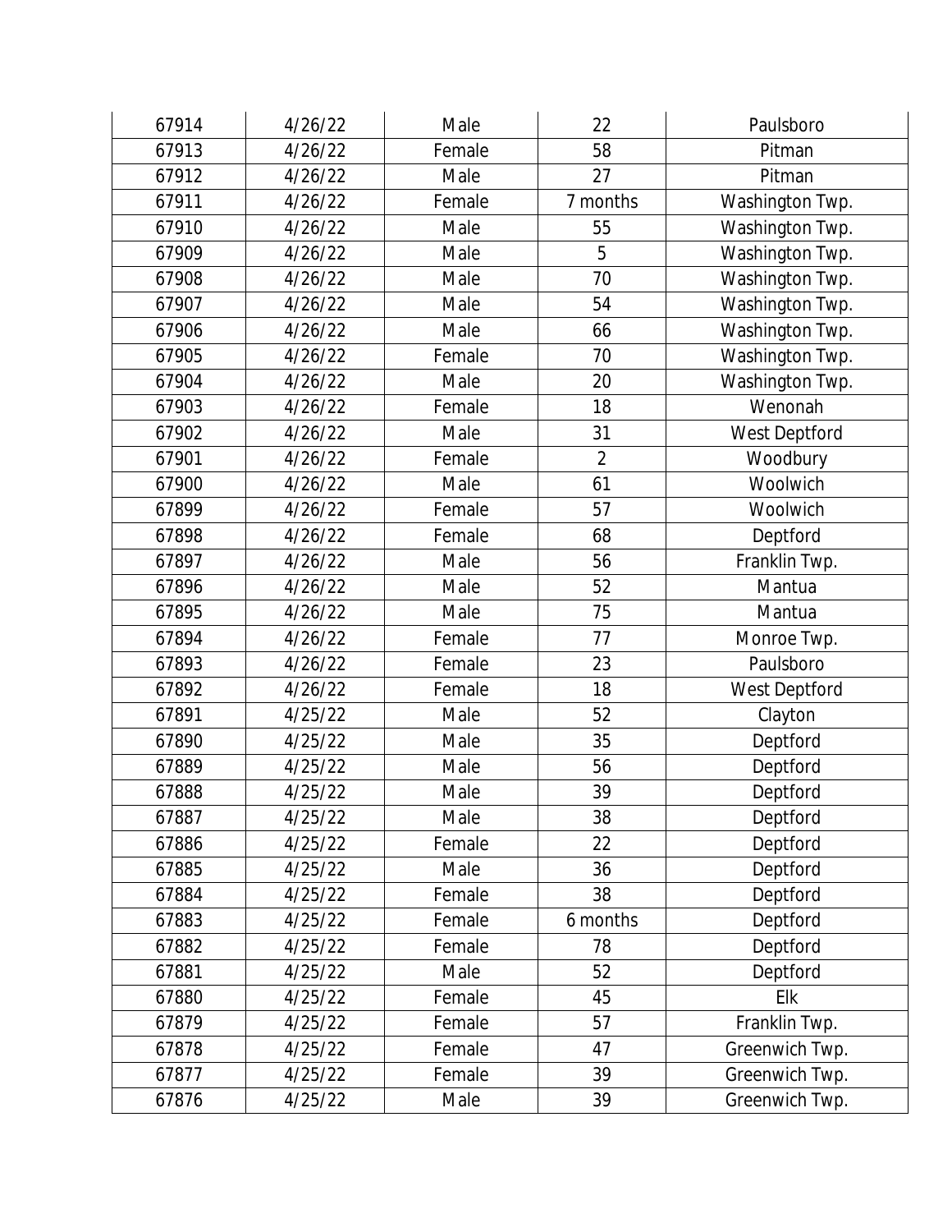| | | | | |
|---|---|---|---|---|
| 67914 | 4/26/22 | Male | 22 | Paulsboro |
| 67913 | 4/26/22 | Female | 58 | Pitman |
| 67912 | 4/26/22 | Male | 27 | Pitman |
| 67911 | 4/26/22 | Female | 7 months | Washington Twp. |
| 67910 | 4/26/22 | Male | 55 | Washington Twp. |
| 67909 | 4/26/22 | Male | 5 | Washington Twp. |
| 67908 | 4/26/22 | Male | 70 | Washington Twp. |
| 67907 | 4/26/22 | Male | 54 | Washington Twp. |
| 67906 | 4/26/22 | Male | 66 | Washington Twp. |
| 67905 | 4/26/22 | Female | 70 | Washington Twp. |
| 67904 | 4/26/22 | Male | 20 | Washington Twp. |
| 67903 | 4/26/22 | Female | 18 | Wenonah |
| 67902 | 4/26/22 | Male | 31 | West Deptford |
| 67901 | 4/26/22 | Female | 2 | Woodbury |
| 67900 | 4/26/22 | Male | 61 | Woolwich |
| 67899 | 4/26/22 | Female | 57 | Woolwich |
| 67898 | 4/26/22 | Female | 68 | Deptford |
| 67897 | 4/26/22 | Male | 56 | Franklin Twp. |
| 67896 | 4/26/22 | Male | 52 | Mantua |
| 67895 | 4/26/22 | Male | 75 | Mantua |
| 67894 | 4/26/22 | Female | 77 | Monroe Twp. |
| 67893 | 4/26/22 | Female | 23 | Paulsboro |
| 67892 | 4/26/22 | Female | 18 | West Deptford |
| 67891 | 4/25/22 | Male | 52 | Clayton |
| 67890 | 4/25/22 | Male | 35 | Deptford |
| 67889 | 4/25/22 | Male | 56 | Deptford |
| 67888 | 4/25/22 | Male | 39 | Deptford |
| 67887 | 4/25/22 | Male | 38 | Deptford |
| 67886 | 4/25/22 | Female | 22 | Deptford |
| 67885 | 4/25/22 | Male | 36 | Deptford |
| 67884 | 4/25/22 | Female | 38 | Deptford |
| 67883 | 4/25/22 | Female | 6 months | Deptford |
| 67882 | 4/25/22 | Female | 78 | Deptford |
| 67881 | 4/25/22 | Male | 52 | Deptford |
| 67880 | 4/25/22 | Female | 45 | Elk |
| 67879 | 4/25/22 | Female | 57 | Franklin Twp. |
| 67878 | 4/25/22 | Female | 47 | Greenwich Twp. |
| 67877 | 4/25/22 | Female | 39 | Greenwich Twp. |
| 67876 | 4/25/22 | Male | 39 | Greenwich Twp. |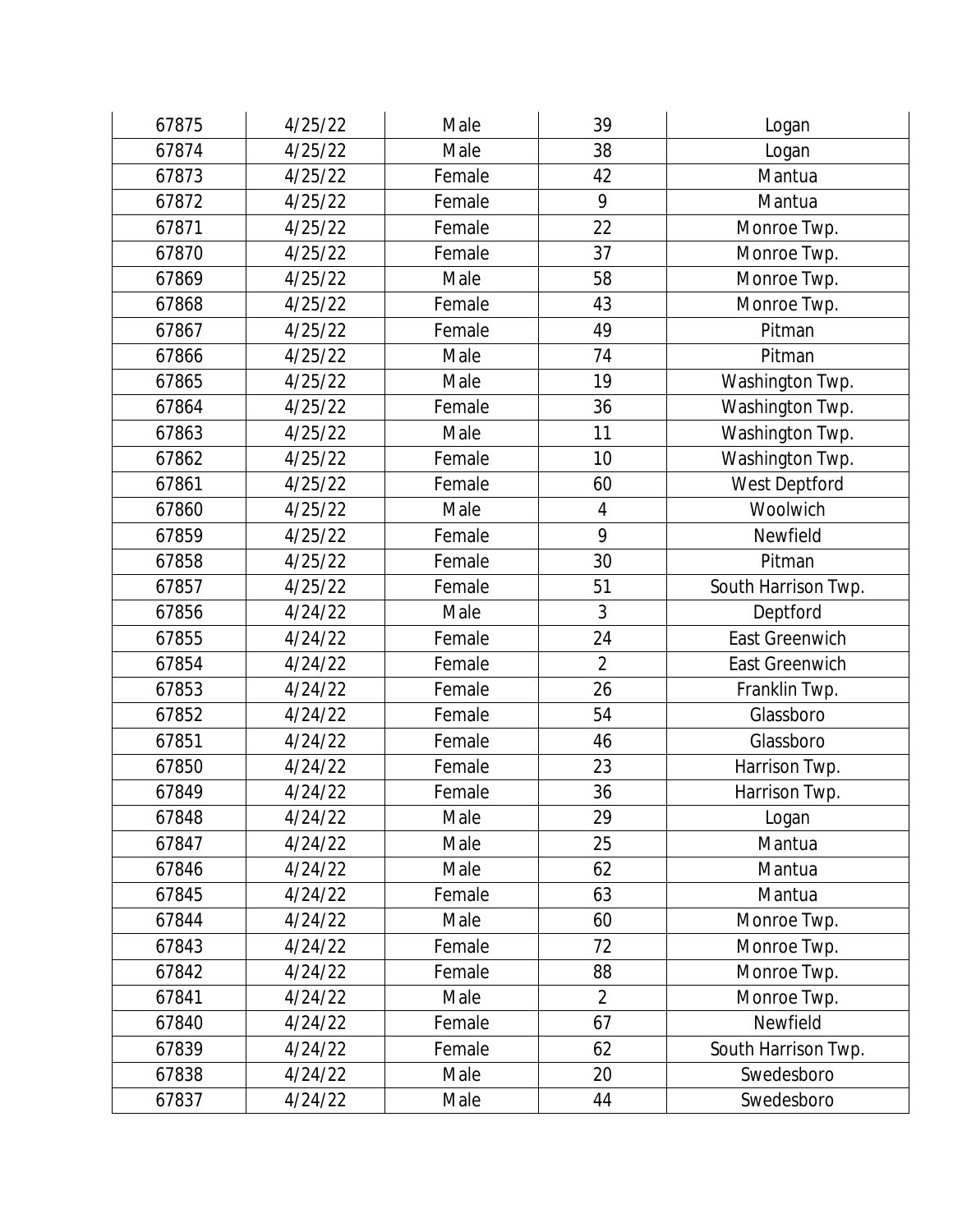| | | | | |
|---|---|---|---|---|
| 67875 | 4/25/22 | Male | 39 | Logan |
| 67874 | 4/25/22 | Male | 38 | Logan |
| 67873 | 4/25/22 | Female | 42 | Mantua |
| 67872 | 4/25/22 | Female | 9 | Mantua |
| 67871 | 4/25/22 | Female | 22 | Monroe Twp. |
| 67870 | 4/25/22 | Female | 37 | Monroe Twp. |
| 67869 | 4/25/22 | Male | 58 | Monroe Twp. |
| 67868 | 4/25/22 | Female | 43 | Monroe Twp. |
| 67867 | 4/25/22 | Female | 49 | Pitman |
| 67866 | 4/25/22 | Male | 74 | Pitman |
| 67865 | 4/25/22 | Male | 19 | Washington Twp. |
| 67864 | 4/25/22 | Female | 36 | Washington Twp. |
| 67863 | 4/25/22 | Male | 11 | Washington Twp. |
| 67862 | 4/25/22 | Female | 10 | Washington Twp. |
| 67861 | 4/25/22 | Female | 60 | West Deptford |
| 67860 | 4/25/22 | Male | 4 | Woolwich |
| 67859 | 4/25/22 | Female | 9 | Newfield |
| 67858 | 4/25/22 | Female | 30 | Pitman |
| 67857 | 4/25/22 | Female | 51 | South Harrison Twp. |
| 67856 | 4/24/22 | Male | 3 | Deptford |
| 67855 | 4/24/22 | Female | 24 | East Greenwich |
| 67854 | 4/24/22 | Female | 2 | East Greenwich |
| 67853 | 4/24/22 | Female | 26 | Franklin Twp. |
| 67852 | 4/24/22 | Female | 54 | Glassboro |
| 67851 | 4/24/22 | Female | 46 | Glassboro |
| 67850 | 4/24/22 | Female | 23 | Harrison Twp. |
| 67849 | 4/24/22 | Female | 36 | Harrison Twp. |
| 67848 | 4/24/22 | Male | 29 | Logan |
| 67847 | 4/24/22 | Male | 25 | Mantua |
| 67846 | 4/24/22 | Male | 62 | Mantua |
| 67845 | 4/24/22 | Female | 63 | Mantua |
| 67844 | 4/24/22 | Male | 60 | Monroe Twp. |
| 67843 | 4/24/22 | Female | 72 | Monroe Twp. |
| 67842 | 4/24/22 | Female | 88 | Monroe Twp. |
| 67841 | 4/24/22 | Male | 2 | Monroe Twp. |
| 67840 | 4/24/22 | Female | 67 | Newfield |
| 67839 | 4/24/22 | Female | 62 | South Harrison Twp. |
| 67838 | 4/24/22 | Male | 20 | Swedesboro |
| 67837 | 4/24/22 | Male | 44 | Swedesboro |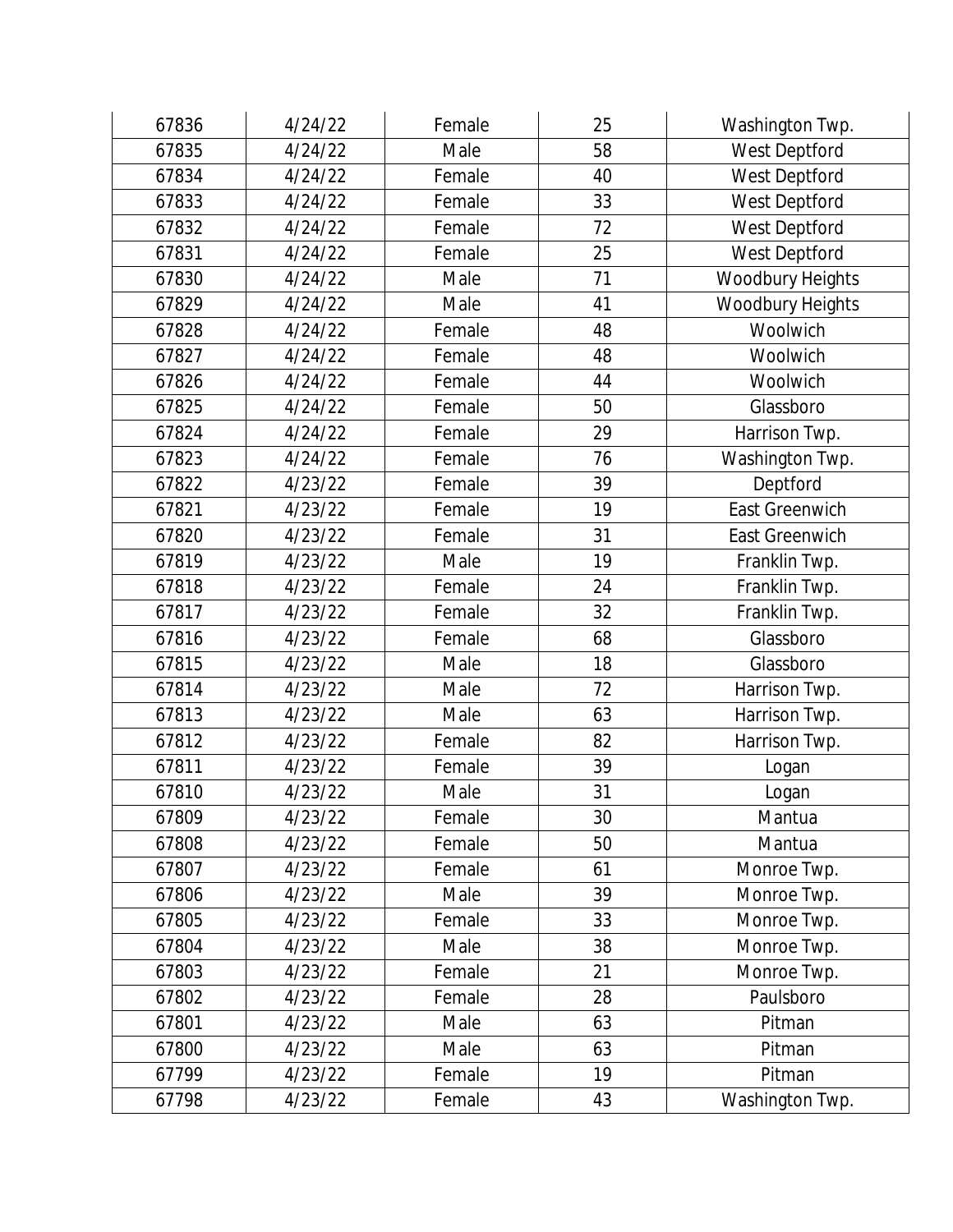| 67836 | 4/24/22 | Female | 25 | Washington Twp. |
|---|---|---|---|---|
| 67835 | 4/24/22 | Male | 58 | West Deptford |
| 67834 | 4/24/22 | Female | 40 | West Deptford |
| 67833 | 4/24/22 | Female | 33 | West Deptford |
| 67832 | 4/24/22 | Female | 72 | West Deptford |
| 67831 | 4/24/22 | Female | 25 | West Deptford |
| 67830 | 4/24/22 | Male | 71 | Woodbury Heights |
| 67829 | 4/24/22 | Male | 41 | Woodbury Heights |
| 67828 | 4/24/22 | Female | 48 | Woolwich |
| 67827 | 4/24/22 | Female | 48 | Woolwich |
| 67826 | 4/24/22 | Female | 44 | Woolwich |
| 67825 | 4/24/22 | Female | 50 | Glassboro |
| 67824 | 4/24/22 | Female | 29 | Harrison Twp. |
| 67823 | 4/24/22 | Female | 76 | Washington Twp. |
| 67822 | 4/23/22 | Female | 39 | Deptford |
| 67821 | 4/23/22 | Female | 19 | East Greenwich |
| 67820 | 4/23/22 | Female | 31 | East Greenwich |
| 67819 | 4/23/22 | Male | 19 | Franklin Twp. |
| 67818 | 4/23/22 | Female | 24 | Franklin Twp. |
| 67817 | 4/23/22 | Female | 32 | Franklin Twp. |
| 67816 | 4/23/22 | Female | 68 | Glassboro |
| 67815 | 4/23/22 | Male | 18 | Glassboro |
| 67814 | 4/23/22 | Male | 72 | Harrison Twp. |
| 67813 | 4/23/22 | Male | 63 | Harrison Twp. |
| 67812 | 4/23/22 | Female | 82 | Harrison Twp. |
| 67811 | 4/23/22 | Female | 39 | Logan |
| 67810 | 4/23/22 | Male | 31 | Logan |
| 67809 | 4/23/22 | Female | 30 | Mantua |
| 67808 | 4/23/22 | Female | 50 | Mantua |
| 67807 | 4/23/22 | Female | 61 | Monroe Twp. |
| 67806 | 4/23/22 | Male | 39 | Monroe Twp. |
| 67805 | 4/23/22 | Female | 33 | Monroe Twp. |
| 67804 | 4/23/22 | Male | 38 | Monroe Twp. |
| 67803 | 4/23/22 | Female | 21 | Monroe Twp. |
| 67802 | 4/23/22 | Female | 28 | Paulsboro |
| 67801 | 4/23/22 | Male | 63 | Pitman |
| 67800 | 4/23/22 | Male | 63 | Pitman |
| 67799 | 4/23/22 | Female | 19 | Pitman |
| 67798 | 4/23/22 | Female | 43 | Washington Twp. |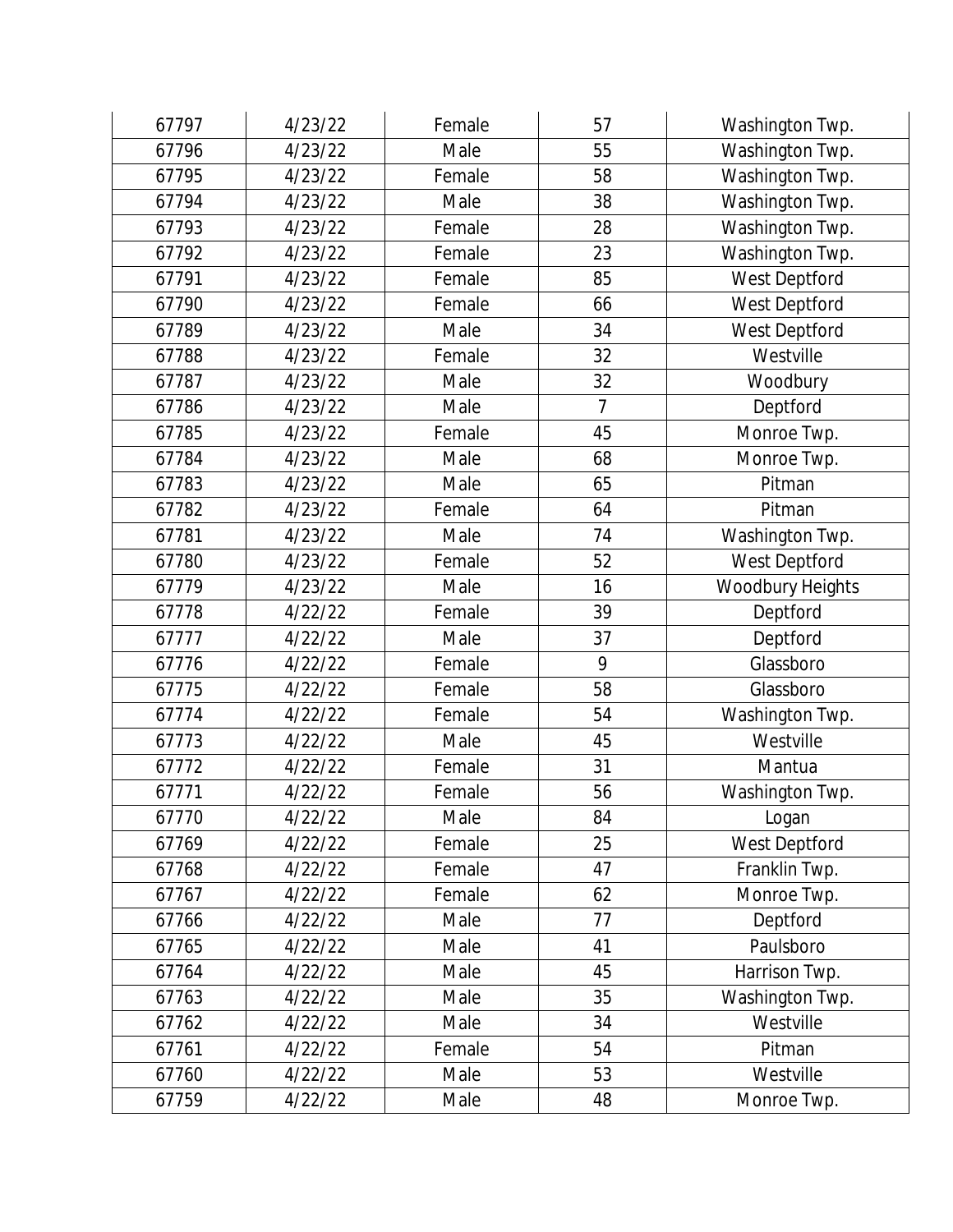| | | | | |
|---|---|---|---|---|
| 67797 | 4/23/22 | Female | 57 | Washington Twp. |
| 67796 | 4/23/22 | Male | 55 | Washington Twp. |
| 67795 | 4/23/22 | Female | 58 | Washington Twp. |
| 67794 | 4/23/22 | Male | 38 | Washington Twp. |
| 67793 | 4/23/22 | Female | 28 | Washington Twp. |
| 67792 | 4/23/22 | Female | 23 | Washington Twp. |
| 67791 | 4/23/22 | Female | 85 | West Deptford |
| 67790 | 4/23/22 | Female | 66 | West Deptford |
| 67789 | 4/23/22 | Male | 34 | West Deptford |
| 67788 | 4/23/22 | Female | 32 | Westville |
| 67787 | 4/23/22 | Male | 32 | Woodbury |
| 67786 | 4/23/22 | Male | 7 | Deptford |
| 67785 | 4/23/22 | Female | 45 | Monroe Twp. |
| 67784 | 4/23/22 | Male | 68 | Monroe Twp. |
| 67783 | 4/23/22 | Male | 65 | Pitman |
| 67782 | 4/23/22 | Female | 64 | Pitman |
| 67781 | 4/23/22 | Male | 74 | Washington Twp. |
| 67780 | 4/23/22 | Female | 52 | West Deptford |
| 67779 | 4/23/22 | Male | 16 | Woodbury Heights |
| 67778 | 4/22/22 | Female | 39 | Deptford |
| 67777 | 4/22/22 | Male | 37 | Deptford |
| 67776 | 4/22/22 | Female | 9 | Glassboro |
| 67775 | 4/22/22 | Female | 58 | Glassboro |
| 67774 | 4/22/22 | Female | 54 | Washington Twp. |
| 67773 | 4/22/22 | Male | 45 | Westville |
| 67772 | 4/22/22 | Female | 31 | Mantua |
| 67771 | 4/22/22 | Female | 56 | Washington Twp. |
| 67770 | 4/22/22 | Male | 84 | Logan |
| 67769 | 4/22/22 | Female | 25 | West Deptford |
| 67768 | 4/22/22 | Female | 47 | Franklin Twp. |
| 67767 | 4/22/22 | Female | 62 | Monroe Twp. |
| 67766 | 4/22/22 | Male | 77 | Deptford |
| 67765 | 4/22/22 | Male | 41 | Paulsboro |
| 67764 | 4/22/22 | Male | 45 | Harrison Twp. |
| 67763 | 4/22/22 | Male | 35 | Washington Twp. |
| 67762 | 4/22/22 | Male | 34 | Westville |
| 67761 | 4/22/22 | Female | 54 | Pitman |
| 67760 | 4/22/22 | Male | 53 | Westville |
| 67759 | 4/22/22 | Male | 48 | Monroe Twp. |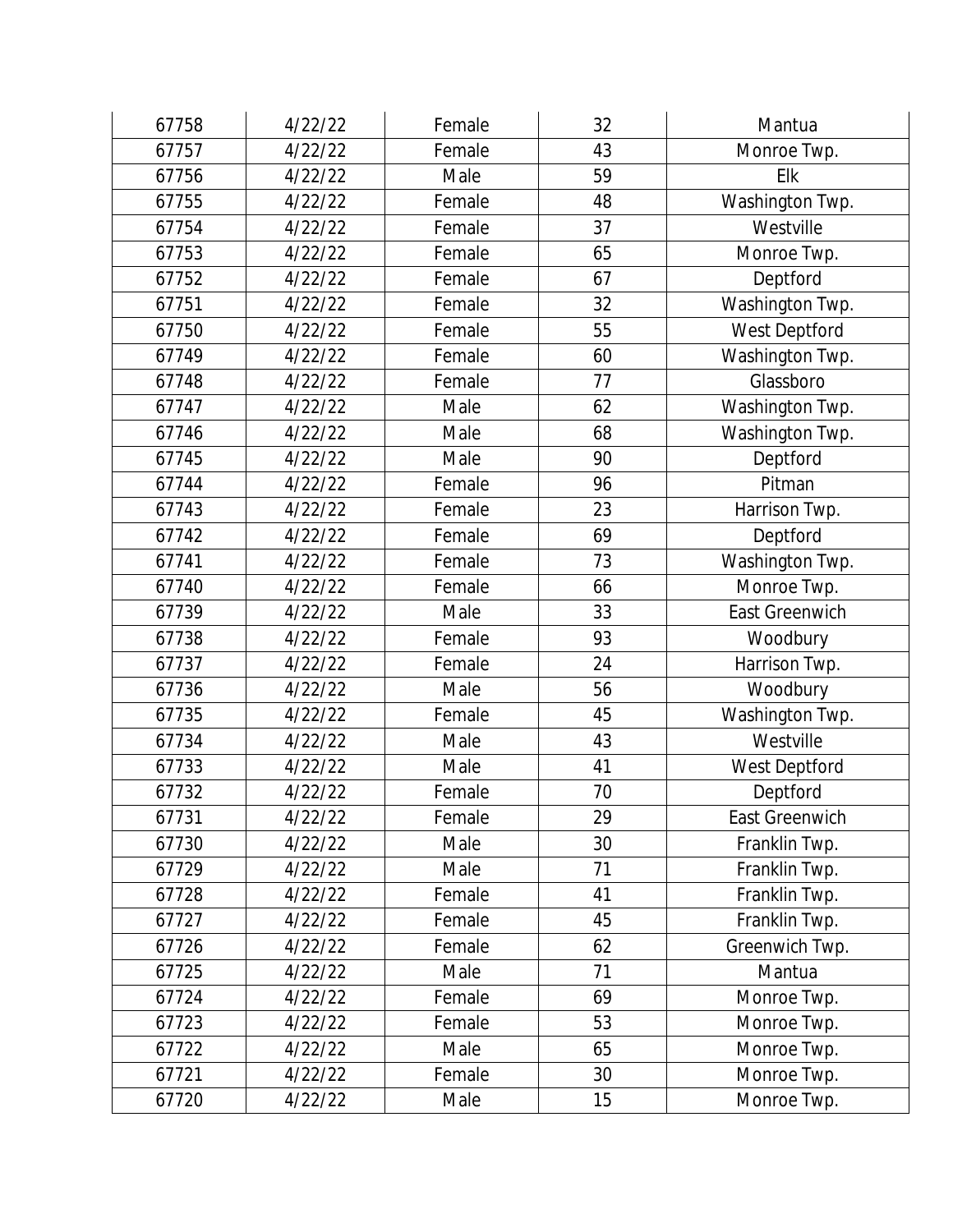| 67758 | 4/22/22 | Female | 32 | Mantua |
|---|---|---|---|---|
| 67757 | 4/22/22 | Female | 43 | Monroe Twp. |
| 67756 | 4/22/22 | Male | 59 | Elk |
| 67755 | 4/22/22 | Female | 48 | Washington Twp. |
| 67754 | 4/22/22 | Female | 37 | Westville |
| 67753 | 4/22/22 | Female | 65 | Monroe Twp. |
| 67752 | 4/22/22 | Female | 67 | Deptford |
| 67751 | 4/22/22 | Female | 32 | Washington Twp. |
| 67750 | 4/22/22 | Female | 55 | West Deptford |
| 67749 | 4/22/22 | Female | 60 | Washington Twp. |
| 67748 | 4/22/22 | Female | 77 | Glassboro |
| 67747 | 4/22/22 | Male | 62 | Washington Twp. |
| 67746 | 4/22/22 | Male | 68 | Washington Twp. |
| 67745 | 4/22/22 | Male | 90 | Deptford |
| 67744 | 4/22/22 | Female | 96 | Pitman |
| 67743 | 4/22/22 | Female | 23 | Harrison Twp. |
| 67742 | 4/22/22 | Female | 69 | Deptford |
| 67741 | 4/22/22 | Female | 73 | Washington Twp. |
| 67740 | 4/22/22 | Female | 66 | Monroe Twp. |
| 67739 | 4/22/22 | Male | 33 | East Greenwich |
| 67738 | 4/22/22 | Female | 93 | Woodbury |
| 67737 | 4/22/22 | Female | 24 | Harrison Twp. |
| 67736 | 4/22/22 | Male | 56 | Woodbury |
| 67735 | 4/22/22 | Female | 45 | Washington Twp. |
| 67734 | 4/22/22 | Male | 43 | Westville |
| 67733 | 4/22/22 | Male | 41 | West Deptford |
| 67732 | 4/22/22 | Female | 70 | Deptford |
| 67731 | 4/22/22 | Female | 29 | East Greenwich |
| 67730 | 4/22/22 | Male | 30 | Franklin Twp. |
| 67729 | 4/22/22 | Male | 71 | Franklin Twp. |
| 67728 | 4/22/22 | Female | 41 | Franklin Twp. |
| 67727 | 4/22/22 | Female | 45 | Franklin Twp. |
| 67726 | 4/22/22 | Female | 62 | Greenwich Twp. |
| 67725 | 4/22/22 | Male | 71 | Mantua |
| 67724 | 4/22/22 | Female | 69 | Monroe Twp. |
| 67723 | 4/22/22 | Female | 53 | Monroe Twp. |
| 67722 | 4/22/22 | Male | 65 | Monroe Twp. |
| 67721 | 4/22/22 | Female | 30 | Monroe Twp. |
| 67720 | 4/22/22 | Male | 15 | Monroe Twp. |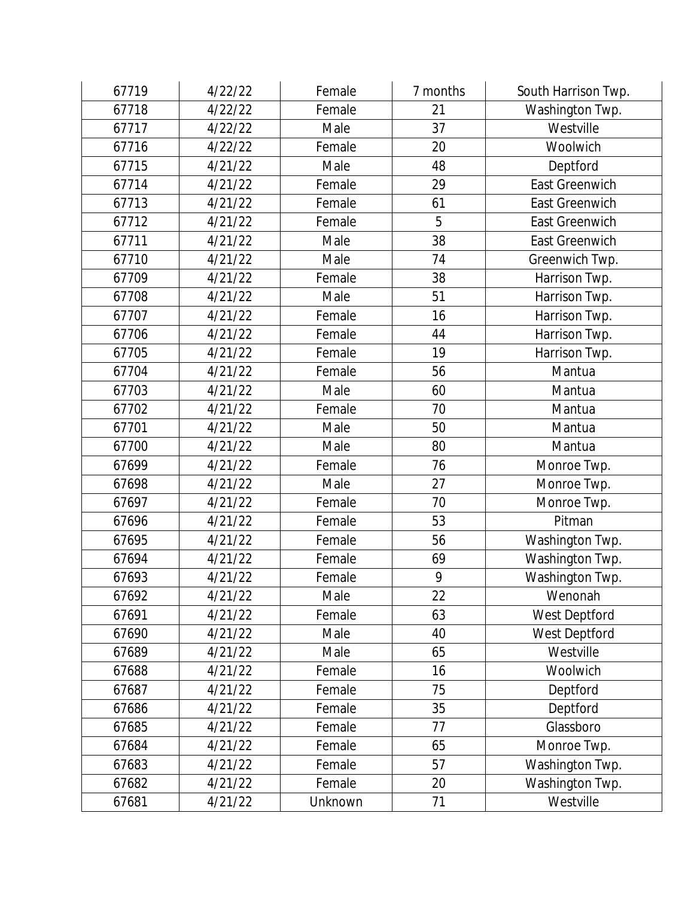| 67719 | 4/22/22 | Female | 7 months | South Harrison Twp. |
|---|---|---|---|---|
| 67718 | 4/22/22 | Female | 21 | Washington Twp. |
| 67717 | 4/22/22 | Male | 37 | Westville |
| 67716 | 4/22/22 | Female | 20 | Woolwich |
| 67715 | 4/21/22 | Male | 48 | Deptford |
| 67714 | 4/21/22 | Female | 29 | East Greenwich |
| 67713 | 4/21/22 | Female | 61 | East Greenwich |
| 67712 | 4/21/22 | Female | 5 | East Greenwich |
| 67711 | 4/21/22 | Male | 38 | East Greenwich |
| 67710 | 4/21/22 | Male | 74 | Greenwich Twp. |
| 67709 | 4/21/22 | Female | 38 | Harrison Twp. |
| 67708 | 4/21/22 | Male | 51 | Harrison Twp. |
| 67707 | 4/21/22 | Female | 16 | Harrison Twp. |
| 67706 | 4/21/22 | Female | 44 | Harrison Twp. |
| 67705 | 4/21/22 | Female | 19 | Harrison Twp. |
| 67704 | 4/21/22 | Female | 56 | Mantua |
| 67703 | 4/21/22 | Male | 60 | Mantua |
| 67702 | 4/21/22 | Female | 70 | Mantua |
| 67701 | 4/21/22 | Male | 50 | Mantua |
| 67700 | 4/21/22 | Male | 80 | Mantua |
| 67699 | 4/21/22 | Female | 76 | Monroe Twp. |
| 67698 | 4/21/22 | Male | 27 | Monroe Twp. |
| 67697 | 4/21/22 | Female | 70 | Monroe Twp. |
| 67696 | 4/21/22 | Female | 53 | Pitman |
| 67695 | 4/21/22 | Female | 56 | Washington Twp. |
| 67694 | 4/21/22 | Female | 69 | Washington Twp. |
| 67693 | 4/21/22 | Female | 9 | Washington Twp. |
| 67692 | 4/21/22 | Male | 22 | Wenonah |
| 67691 | 4/21/22 | Female | 63 | West Deptford |
| 67690 | 4/21/22 | Male | 40 | West Deptford |
| 67689 | 4/21/22 | Male | 65 | Westville |
| 67688 | 4/21/22 | Female | 16 | Woolwich |
| 67687 | 4/21/22 | Female | 75 | Deptford |
| 67686 | 4/21/22 | Female | 35 | Deptford |
| 67685 | 4/21/22 | Female | 77 | Glassboro |
| 67684 | 4/21/22 | Female | 65 | Monroe Twp. |
| 67683 | 4/21/22 | Female | 57 | Washington Twp. |
| 67682 | 4/21/22 | Female | 20 | Washington Twp. |
| 67681 | 4/21/22 | Unknown | 71 | Westville |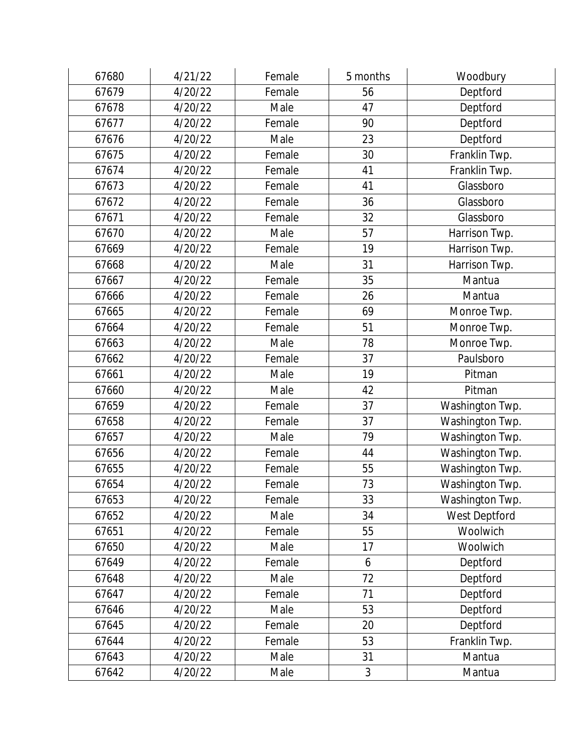| 67680 | 4/21/22 | Female | 5 months | Woodbury |
|---|---|---|---|---|
| 67679 | 4/20/22 | Female | 56 | Deptford |
| 67678 | 4/20/22 | Male | 47 | Deptford |
| 67677 | 4/20/22 | Female | 90 | Deptford |
| 67676 | 4/20/22 | Male | 23 | Deptford |
| 67675 | 4/20/22 | Female | 30 | Franklin Twp. |
| 67674 | 4/20/22 | Female | 41 | Franklin Twp. |
| 67673 | 4/20/22 | Female | 41 | Glassboro |
| 67672 | 4/20/22 | Female | 36 | Glassboro |
| 67671 | 4/20/22 | Female | 32 | Glassboro |
| 67670 | 4/20/22 | Male | 57 | Harrison Twp. |
| 67669 | 4/20/22 | Female | 19 | Harrison Twp. |
| 67668 | 4/20/22 | Male | 31 | Harrison Twp. |
| 67667 | 4/20/22 | Female | 35 | Mantua |
| 67666 | 4/20/22 | Female | 26 | Mantua |
| 67665 | 4/20/22 | Female | 69 | Monroe Twp. |
| 67664 | 4/20/22 | Female | 51 | Monroe Twp. |
| 67663 | 4/20/22 | Male | 78 | Monroe Twp. |
| 67662 | 4/20/22 | Female | 37 | Paulsboro |
| 67661 | 4/20/22 | Male | 19 | Pitman |
| 67660 | 4/20/22 | Male | 42 | Pitman |
| 67659 | 4/20/22 | Female | 37 | Washington Twp. |
| 67658 | 4/20/22 | Female | 37 | Washington Twp. |
| 67657 | 4/20/22 | Male | 79 | Washington Twp. |
| 67656 | 4/20/22 | Female | 44 | Washington Twp. |
| 67655 | 4/20/22 | Female | 55 | Washington Twp. |
| 67654 | 4/20/22 | Female | 73 | Washington Twp. |
| 67653 | 4/20/22 | Female | 33 | Washington Twp. |
| 67652 | 4/20/22 | Male | 34 | West Deptford |
| 67651 | 4/20/22 | Female | 55 | Woolwich |
| 67650 | 4/20/22 | Male | 17 | Woolwich |
| 67649 | 4/20/22 | Female | 6 | Deptford |
| 67648 | 4/20/22 | Male | 72 | Deptford |
| 67647 | 4/20/22 | Female | 71 | Deptford |
| 67646 | 4/20/22 | Male | 53 | Deptford |
| 67645 | 4/20/22 | Female | 20 | Deptford |
| 67644 | 4/20/22 | Female | 53 | Franklin Twp. |
| 67643 | 4/20/22 | Male | 31 | Mantua |
| 67642 | 4/20/22 | Male | 3 | Mantua |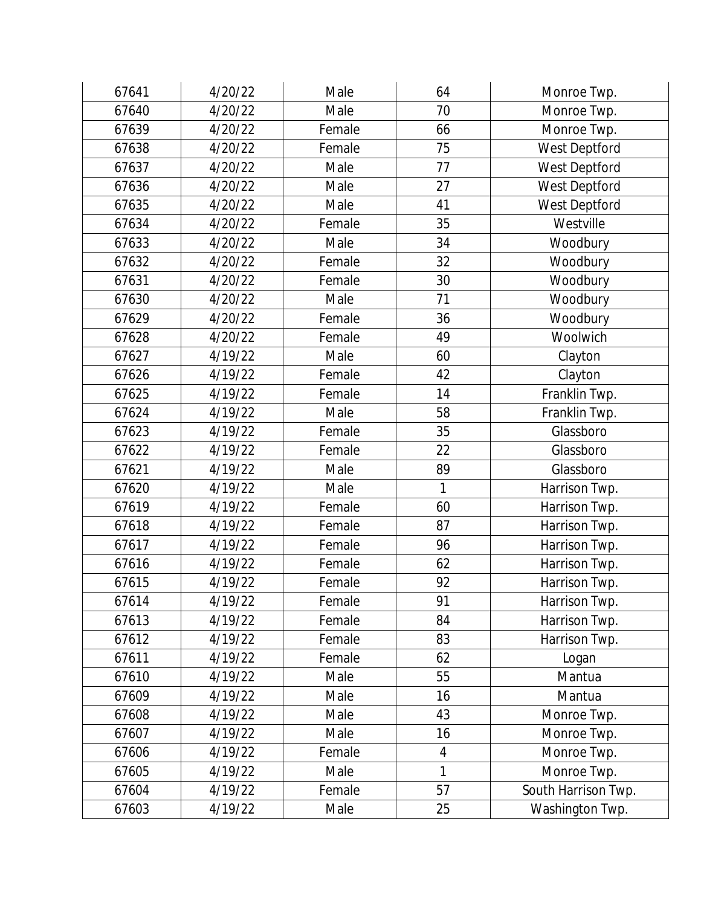| 67641 | 4/20/22 | Male | 64 | Monroe Twp. |
|---|---|---|---|---|
| 67640 | 4/20/22 | Male | 70 | Monroe Twp. |
| 67639 | 4/20/22 | Female | 66 | Monroe Twp. |
| 67638 | 4/20/22 | Female | 75 | West Deptford |
| 67637 | 4/20/22 | Male | 77 | West Deptford |
| 67636 | 4/20/22 | Male | 27 | West Deptford |
| 67635 | 4/20/22 | Male | 41 | West Deptford |
| 67634 | 4/20/22 | Female | 35 | Westville |
| 67633 | 4/20/22 | Male | 34 | Woodbury |
| 67632 | 4/20/22 | Female | 32 | Woodbury |
| 67631 | 4/20/22 | Female | 30 | Woodbury |
| 67630 | 4/20/22 | Male | 71 | Woodbury |
| 67629 | 4/20/22 | Female | 36 | Woodbury |
| 67628 | 4/20/22 | Female | 49 | Woolwich |
| 67627 | 4/19/22 | Male | 60 | Clayton |
| 67626 | 4/19/22 | Female | 42 | Clayton |
| 67625 | 4/19/22 | Female | 14 | Franklin Twp. |
| 67624 | 4/19/22 | Male | 58 | Franklin Twp. |
| 67623 | 4/19/22 | Female | 35 | Glassboro |
| 67622 | 4/19/22 | Female | 22 | Glassboro |
| 67621 | 4/19/22 | Male | 89 | Glassboro |
| 67620 | 4/19/22 | Male | 1 | Harrison Twp. |
| 67619 | 4/19/22 | Female | 60 | Harrison Twp. |
| 67618 | 4/19/22 | Female | 87 | Harrison Twp. |
| 67617 | 4/19/22 | Female | 96 | Harrison Twp. |
| 67616 | 4/19/22 | Female | 62 | Harrison Twp. |
| 67615 | 4/19/22 | Female | 92 | Harrison Twp. |
| 67614 | 4/19/22 | Female | 91 | Harrison Twp. |
| 67613 | 4/19/22 | Female | 84 | Harrison Twp. |
| 67612 | 4/19/22 | Female | 83 | Harrison Twp. |
| 67611 | 4/19/22 | Female | 62 | Logan |
| 67610 | 4/19/22 | Male | 55 | Mantua |
| 67609 | 4/19/22 | Male | 16 | Mantua |
| 67608 | 4/19/22 | Male | 43 | Monroe Twp. |
| 67607 | 4/19/22 | Male | 16 | Monroe Twp. |
| 67606 | 4/19/22 | Female | 4 | Monroe Twp. |
| 67605 | 4/19/22 | Male | 1 | Monroe Twp. |
| 67604 | 4/19/22 | Female | 57 | South Harrison Twp. |
| 67603 | 4/19/22 | Male | 25 | Washington Twp. |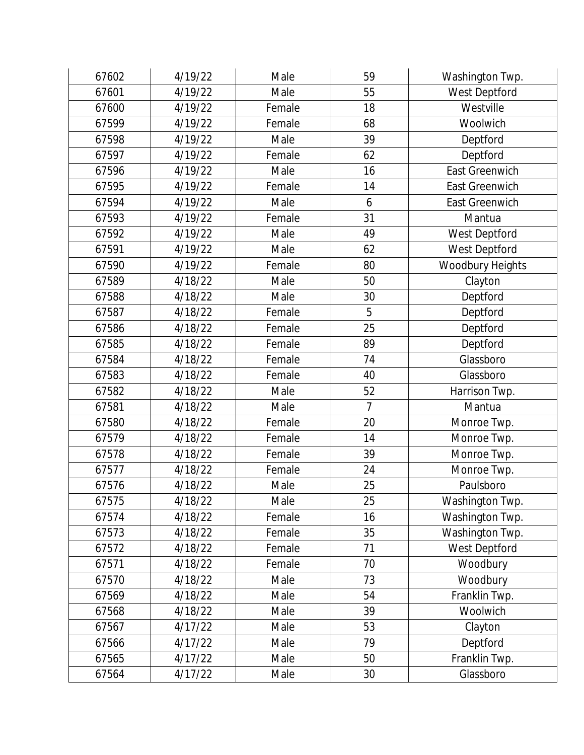| | | | | |
|---|---|---|---|---|
| 67602 | 4/19/22 | Male | 59 | Washington Twp. |
| 67601 | 4/19/22 | Male | 55 | West Deptford |
| 67600 | 4/19/22 | Female | 18 | Westville |
| 67599 | 4/19/22 | Female | 68 | Woolwich |
| 67598 | 4/19/22 | Male | 39 | Deptford |
| 67597 | 4/19/22 | Female | 62 | Deptford |
| 67596 | 4/19/22 | Male | 16 | East Greenwich |
| 67595 | 4/19/22 | Female | 14 | East Greenwich |
| 67594 | 4/19/22 | Male | 6 | East Greenwich |
| 67593 | 4/19/22 | Female | 31 | Mantua |
| 67592 | 4/19/22 | Male | 49 | West Deptford |
| 67591 | 4/19/22 | Male | 62 | West Deptford |
| 67590 | 4/19/22 | Female | 80 | Woodbury Heights |
| 67589 | 4/18/22 | Male | 50 | Clayton |
| 67588 | 4/18/22 | Male | 30 | Deptford |
| 67587 | 4/18/22 | Female | 5 | Deptford |
| 67586 | 4/18/22 | Female | 25 | Deptford |
| 67585 | 4/18/22 | Female | 89 | Deptford |
| 67584 | 4/18/22 | Female | 74 | Glassboro |
| 67583 | 4/18/22 | Female | 40 | Glassboro |
| 67582 | 4/18/22 | Male | 52 | Harrison Twp. |
| 67581 | 4/18/22 | Male | 7 | Mantua |
| 67580 | 4/18/22 | Female | 20 | Monroe Twp. |
| 67579 | 4/18/22 | Female | 14 | Monroe Twp. |
| 67578 | 4/18/22 | Female | 39 | Monroe Twp. |
| 67577 | 4/18/22 | Female | 24 | Monroe Twp. |
| 67576 | 4/18/22 | Male | 25 | Paulsboro |
| 67575 | 4/18/22 | Male | 25 | Washington Twp. |
| 67574 | 4/18/22 | Female | 16 | Washington Twp. |
| 67573 | 4/18/22 | Female | 35 | Washington Twp. |
| 67572 | 4/18/22 | Female | 71 | West Deptford |
| 67571 | 4/18/22 | Female | 70 | Woodbury |
| 67570 | 4/18/22 | Male | 73 | Woodbury |
| 67569 | 4/18/22 | Male | 54 | Franklin Twp. |
| 67568 | 4/18/22 | Male | 39 | Woolwich |
| 67567 | 4/17/22 | Male | 53 | Clayton |
| 67566 | 4/17/22 | Male | 79 | Deptford |
| 67565 | 4/17/22 | Male | 50 | Franklin Twp. |
| 67564 | 4/17/22 | Male | 30 | Glassboro |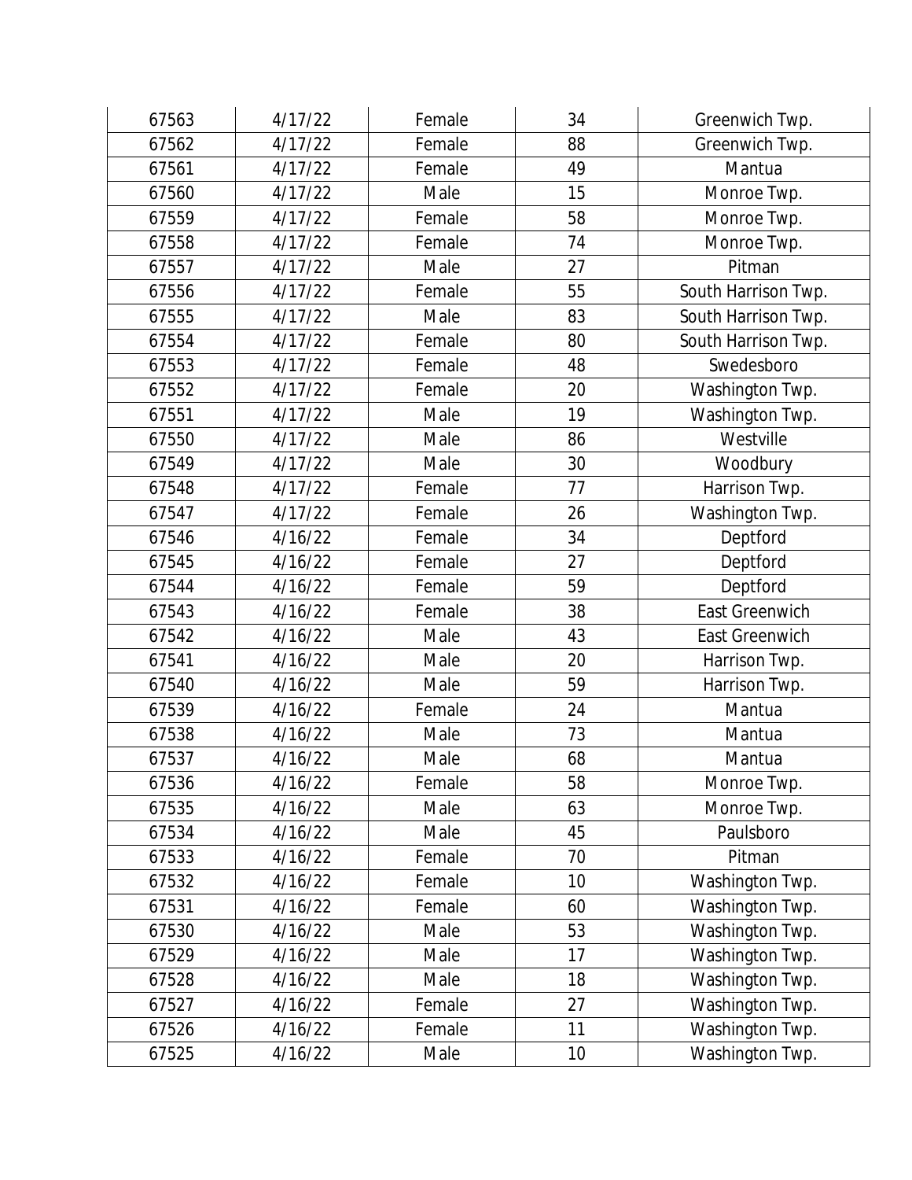| 67563 | 4/17/22 | Female | 34 | Greenwich Twp. |
|---|---|---|---|---|
| 67562 | 4/17/22 | Female | 88 | Greenwich Twp. |
| 67561 | 4/17/22 | Female | 49 | Mantua |
| 67560 | 4/17/22 | Male | 15 | Monroe Twp. |
| 67559 | 4/17/22 | Female | 58 | Monroe Twp. |
| 67558 | 4/17/22 | Female | 74 | Monroe Twp. |
| 67557 | 4/17/22 | Male | 27 | Pitman |
| 67556 | 4/17/22 | Female | 55 | South Harrison Twp. |
| 67555 | 4/17/22 | Male | 83 | South Harrison Twp. |
| 67554 | 4/17/22 | Female | 80 | South Harrison Twp. |
| 67553 | 4/17/22 | Female | 48 | Swedesboro |
| 67552 | 4/17/22 | Female | 20 | Washington Twp. |
| 67551 | 4/17/22 | Male | 19 | Washington Twp. |
| 67550 | 4/17/22 | Male | 86 | Westville |
| 67549 | 4/17/22 | Male | 30 | Woodbury |
| 67548 | 4/17/22 | Female | 77 | Harrison Twp. |
| 67547 | 4/17/22 | Female | 26 | Washington Twp. |
| 67546 | 4/16/22 | Female | 34 | Deptford |
| 67545 | 4/16/22 | Female | 27 | Deptford |
| 67544 | 4/16/22 | Female | 59 | Deptford |
| 67543 | 4/16/22 | Female | 38 | East Greenwich |
| 67542 | 4/16/22 | Male | 43 | East Greenwich |
| 67541 | 4/16/22 | Male | 20 | Harrison Twp. |
| 67540 | 4/16/22 | Male | 59 | Harrison Twp. |
| 67539 | 4/16/22 | Female | 24 | Mantua |
| 67538 | 4/16/22 | Male | 73 | Mantua |
| 67537 | 4/16/22 | Male | 68 | Mantua |
| 67536 | 4/16/22 | Female | 58 | Monroe Twp. |
| 67535 | 4/16/22 | Male | 63 | Monroe Twp. |
| 67534 | 4/16/22 | Male | 45 | Paulsboro |
| 67533 | 4/16/22 | Female | 70 | Pitman |
| 67532 | 4/16/22 | Female | 10 | Washington Twp. |
| 67531 | 4/16/22 | Female | 60 | Washington Twp. |
| 67530 | 4/16/22 | Male | 53 | Washington Twp. |
| 67529 | 4/16/22 | Male | 17 | Washington Twp. |
| 67528 | 4/16/22 | Male | 18 | Washington Twp. |
| 67527 | 4/16/22 | Female | 27 | Washington Twp. |
| 67526 | 4/16/22 | Female | 11 | Washington Twp. |
| 67525 | 4/16/22 | Male | 10 | Washington Twp. |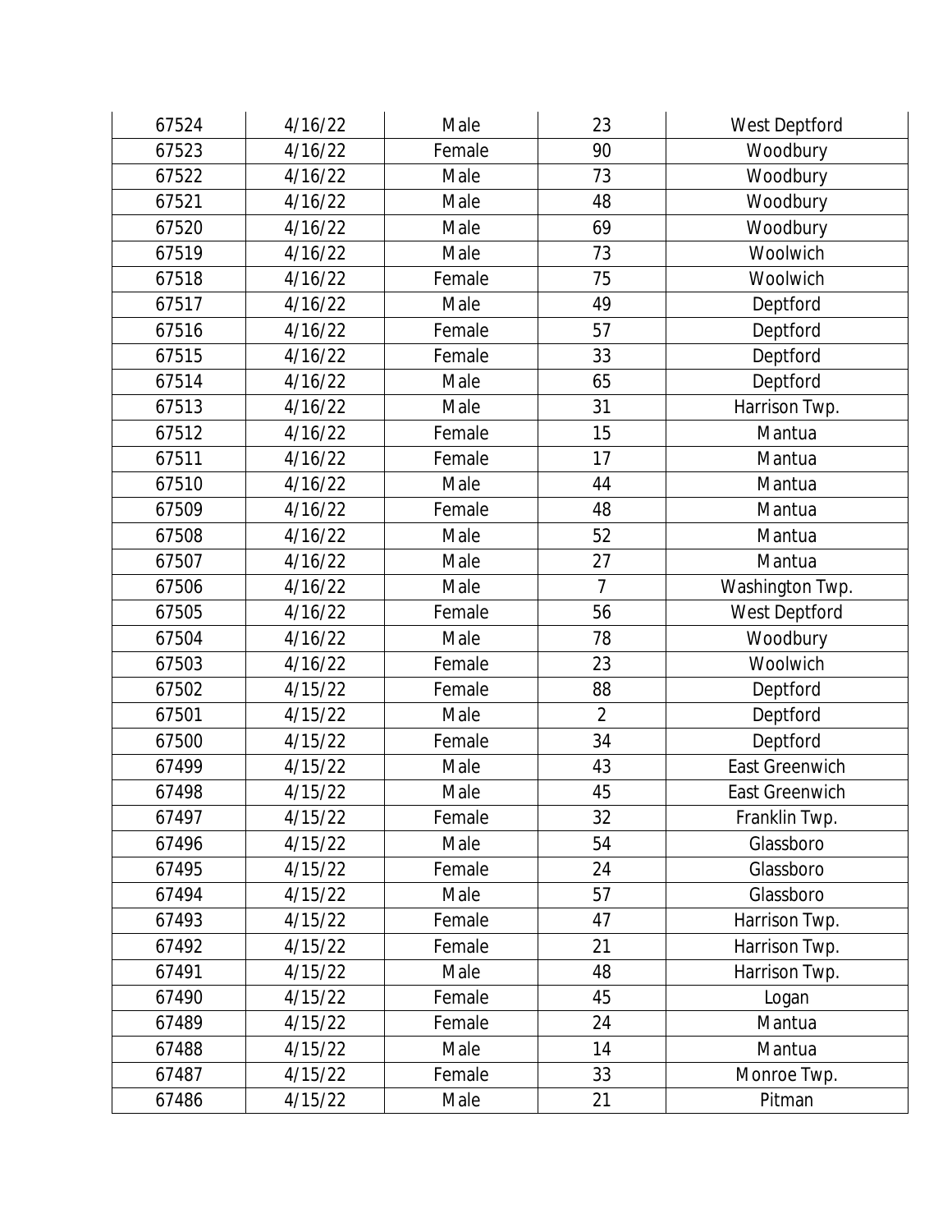| 67524 | 4/16/22 | Male | 23 | West Deptford |
|---|---|---|---|---|
| 67523 | 4/16/22 | Female | 90 | Woodbury |
| 67522 | 4/16/22 | Male | 73 | Woodbury |
| 67521 | 4/16/22 | Male | 48 | Woodbury |
| 67520 | 4/16/22 | Male | 69 | Woodbury |
| 67519 | 4/16/22 | Male | 73 | Woolwich |
| 67518 | 4/16/22 | Female | 75 | Woolwich |
| 67517 | 4/16/22 | Male | 49 | Deptford |
| 67516 | 4/16/22 | Female | 57 | Deptford |
| 67515 | 4/16/22 | Female | 33 | Deptford |
| 67514 | 4/16/22 | Male | 65 | Deptford |
| 67513 | 4/16/22 | Male | 31 | Harrison Twp. |
| 67512 | 4/16/22 | Female | 15 | Mantua |
| 67511 | 4/16/22 | Female | 17 | Mantua |
| 67510 | 4/16/22 | Male | 44 | Mantua |
| 67509 | 4/16/22 | Female | 48 | Mantua |
| 67508 | 4/16/22 | Male | 52 | Mantua |
| 67507 | 4/16/22 | Male | 27 | Mantua |
| 67506 | 4/16/22 | Male | 7 | Washington Twp. |
| 67505 | 4/16/22 | Female | 56 | West Deptford |
| 67504 | 4/16/22 | Male | 78 | Woodbury |
| 67503 | 4/16/22 | Female | 23 | Woolwich |
| 67502 | 4/15/22 | Female | 88 | Deptford |
| 67501 | 4/15/22 | Male | 2 | Deptford |
| 67500 | 4/15/22 | Female | 34 | Deptford |
| 67499 | 4/15/22 | Male | 43 | East Greenwich |
| 67498 | 4/15/22 | Male | 45 | East Greenwich |
| 67497 | 4/15/22 | Female | 32 | Franklin Twp. |
| 67496 | 4/15/22 | Male | 54 | Glassboro |
| 67495 | 4/15/22 | Female | 24 | Glassboro |
| 67494 | 4/15/22 | Male | 57 | Glassboro |
| 67493 | 4/15/22 | Female | 47 | Harrison Twp. |
| 67492 | 4/15/22 | Female | 21 | Harrison Twp. |
| 67491 | 4/15/22 | Male | 48 | Harrison Twp. |
| 67490 | 4/15/22 | Female | 45 | Logan |
| 67489 | 4/15/22 | Female | 24 | Mantua |
| 67488 | 4/15/22 | Male | 14 | Mantua |
| 67487 | 4/15/22 | Female | 33 | Monroe Twp. |
| 67486 | 4/15/22 | Male | 21 | Pitman |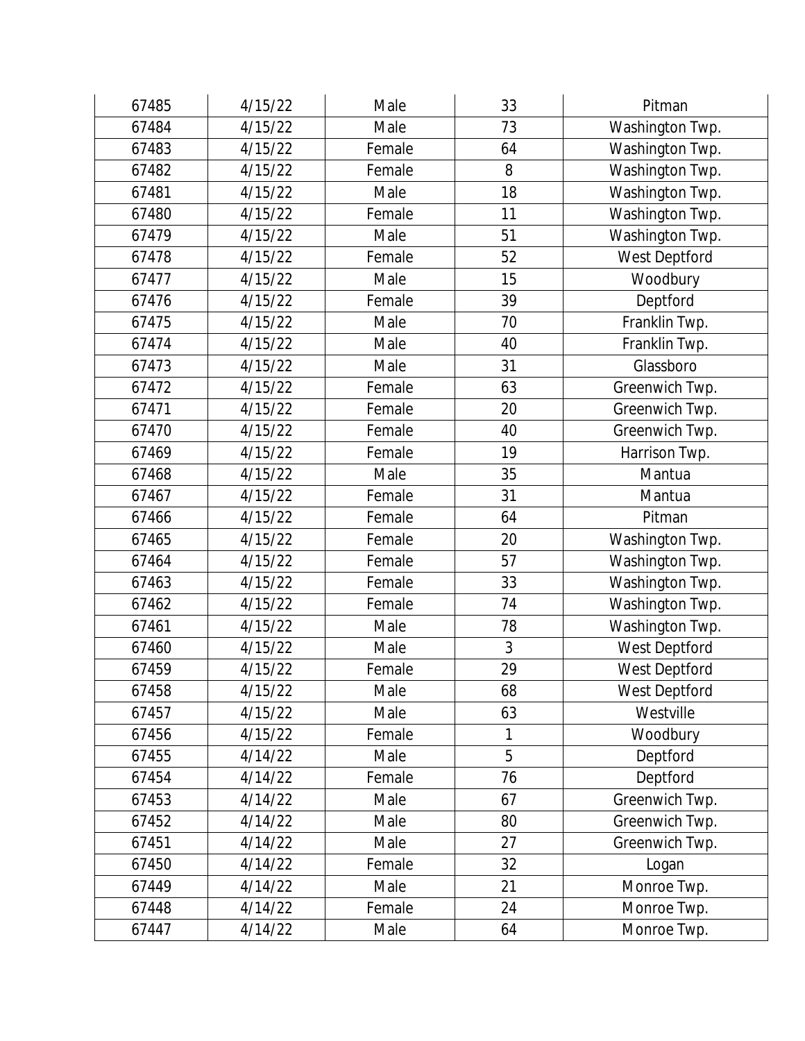| | | | | |
|---|---|---|---|---|
| 67485 | 4/15/22 | Male | 33 | Pitman |
| 67484 | 4/15/22 | Male | 73 | Washington Twp. |
| 67483 | 4/15/22 | Female | 64 | Washington Twp. |
| 67482 | 4/15/22 | Female | 8 | Washington Twp. |
| 67481 | 4/15/22 | Male | 18 | Washington Twp. |
| 67480 | 4/15/22 | Female | 11 | Washington Twp. |
| 67479 | 4/15/22 | Male | 51 | Washington Twp. |
| 67478 | 4/15/22 | Female | 52 | West Deptford |
| 67477 | 4/15/22 | Male | 15 | Woodbury |
| 67476 | 4/15/22 | Female | 39 | Deptford |
| 67475 | 4/15/22 | Male | 70 | Franklin Twp. |
| 67474 | 4/15/22 | Male | 40 | Franklin Twp. |
| 67473 | 4/15/22 | Male | 31 | Glassboro |
| 67472 | 4/15/22 | Female | 63 | Greenwich Twp. |
| 67471 | 4/15/22 | Female | 20 | Greenwich Twp. |
| 67470 | 4/15/22 | Female | 40 | Greenwich Twp. |
| 67469 | 4/15/22 | Female | 19 | Harrison Twp. |
| 67468 | 4/15/22 | Male | 35 | Mantua |
| 67467 | 4/15/22 | Female | 31 | Mantua |
| 67466 | 4/15/22 | Female | 64 | Pitman |
| 67465 | 4/15/22 | Female | 20 | Washington Twp. |
| 67464 | 4/15/22 | Female | 57 | Washington Twp. |
| 67463 | 4/15/22 | Female | 33 | Washington Twp. |
| 67462 | 4/15/22 | Female | 74 | Washington Twp. |
| 67461 | 4/15/22 | Male | 78 | Washington Twp. |
| 67460 | 4/15/22 | Male | 3 | West Deptford |
| 67459 | 4/15/22 | Female | 29 | West Deptford |
| 67458 | 4/15/22 | Male | 68 | West Deptford |
| 67457 | 4/15/22 | Male | 63 | Westville |
| 67456 | 4/15/22 | Female | 1 | Woodbury |
| 67455 | 4/14/22 | Male | 5 | Deptford |
| 67454 | 4/14/22 | Female | 76 | Deptford |
| 67453 | 4/14/22 | Male | 67 | Greenwich Twp. |
| 67452 | 4/14/22 | Male | 80 | Greenwich Twp. |
| 67451 | 4/14/22 | Male | 27 | Greenwich Twp. |
| 67450 | 4/14/22 | Female | 32 | Logan |
| 67449 | 4/14/22 | Male | 21 | Monroe Twp. |
| 67448 | 4/14/22 | Female | 24 | Monroe Twp. |
| 67447 | 4/14/22 | Male | 64 | Monroe Twp. |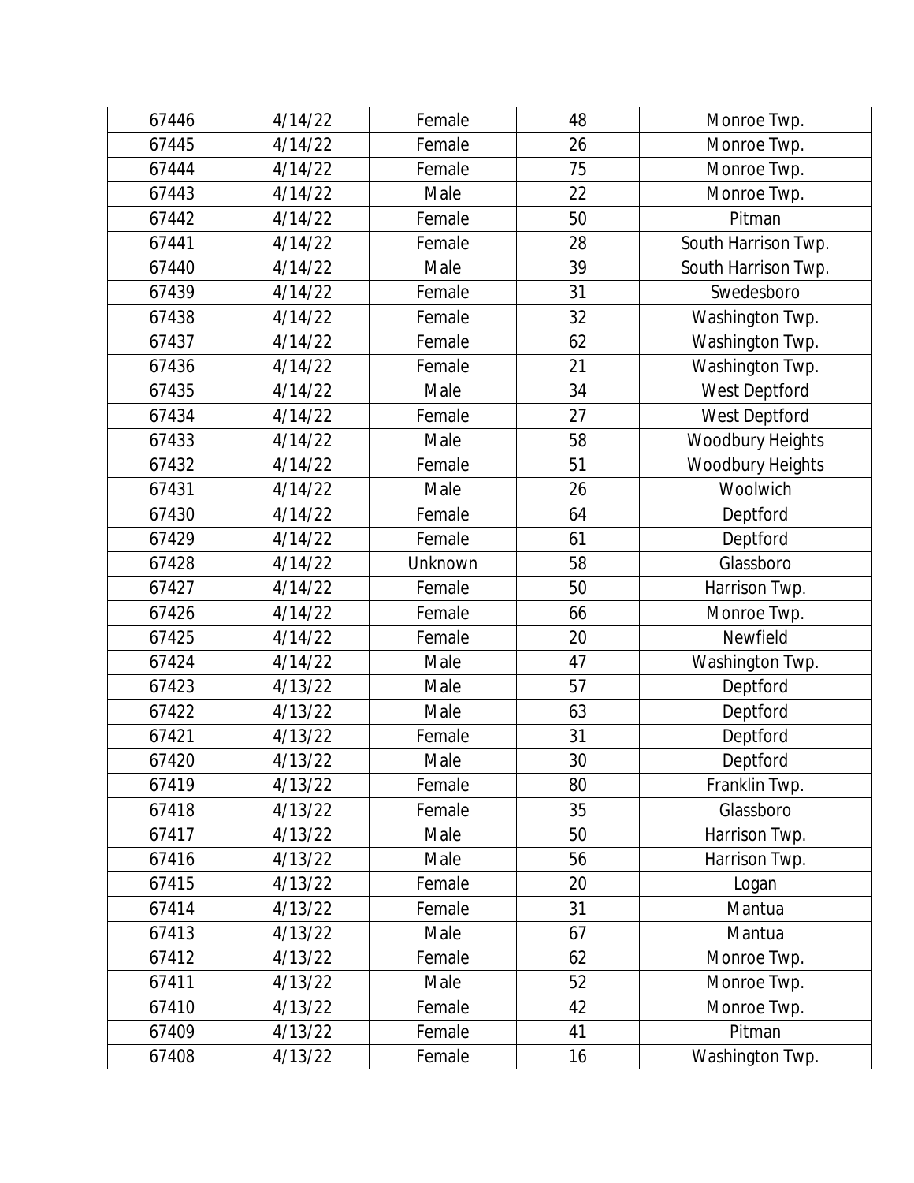| 67446 | 4/14/22 | Female | 48 | Monroe Twp. |
|---|---|---|---|---|
| 67445 | 4/14/22 | Female | 26 | Monroe Twp. |
| 67444 | 4/14/22 | Female | 75 | Monroe Twp. |
| 67443 | 4/14/22 | Male | 22 | Monroe Twp. |
| 67442 | 4/14/22 | Female | 50 | Pitman |
| 67441 | 4/14/22 | Female | 28 | South Harrison Twp. |
| 67440 | 4/14/22 | Male | 39 | South Harrison Twp. |
| 67439 | 4/14/22 | Female | 31 | Swedesboro |
| 67438 | 4/14/22 | Female | 32 | Washington Twp. |
| 67437 | 4/14/22 | Female | 62 | Washington Twp. |
| 67436 | 4/14/22 | Female | 21 | Washington Twp. |
| 67435 | 4/14/22 | Male | 34 | West Deptford |
| 67434 | 4/14/22 | Female | 27 | West Deptford |
| 67433 | 4/14/22 | Male | 58 | Woodbury Heights |
| 67432 | 4/14/22 | Female | 51 | Woodbury Heights |
| 67431 | 4/14/22 | Male | 26 | Woolwich |
| 67430 | 4/14/22 | Female | 64 | Deptford |
| 67429 | 4/14/22 | Female | 61 | Deptford |
| 67428 | 4/14/22 | Unknown | 58 | Glassboro |
| 67427 | 4/14/22 | Female | 50 | Harrison Twp. |
| 67426 | 4/14/22 | Female | 66 | Monroe Twp. |
| 67425 | 4/14/22 | Female | 20 | Newfield |
| 67424 | 4/14/22 | Male | 47 | Washington Twp. |
| 67423 | 4/13/22 | Male | 57 | Deptford |
| 67422 | 4/13/22 | Male | 63 | Deptford |
| 67421 | 4/13/22 | Female | 31 | Deptford |
| 67420 | 4/13/22 | Male | 30 | Deptford |
| 67419 | 4/13/22 | Female | 80 | Franklin Twp. |
| 67418 | 4/13/22 | Female | 35 | Glassboro |
| 67417 | 4/13/22 | Male | 50 | Harrison Twp. |
| 67416 | 4/13/22 | Male | 56 | Harrison Twp. |
| 67415 | 4/13/22 | Female | 20 | Logan |
| 67414 | 4/13/22 | Female | 31 | Mantua |
| 67413 | 4/13/22 | Male | 67 | Mantua |
| 67412 | 4/13/22 | Female | 62 | Monroe Twp. |
| 67411 | 4/13/22 | Male | 52 | Monroe Twp. |
| 67410 | 4/13/22 | Female | 42 | Monroe Twp. |
| 67409 | 4/13/22 | Female | 41 | Pitman |
| 67408 | 4/13/22 | Female | 16 | Washington Twp. |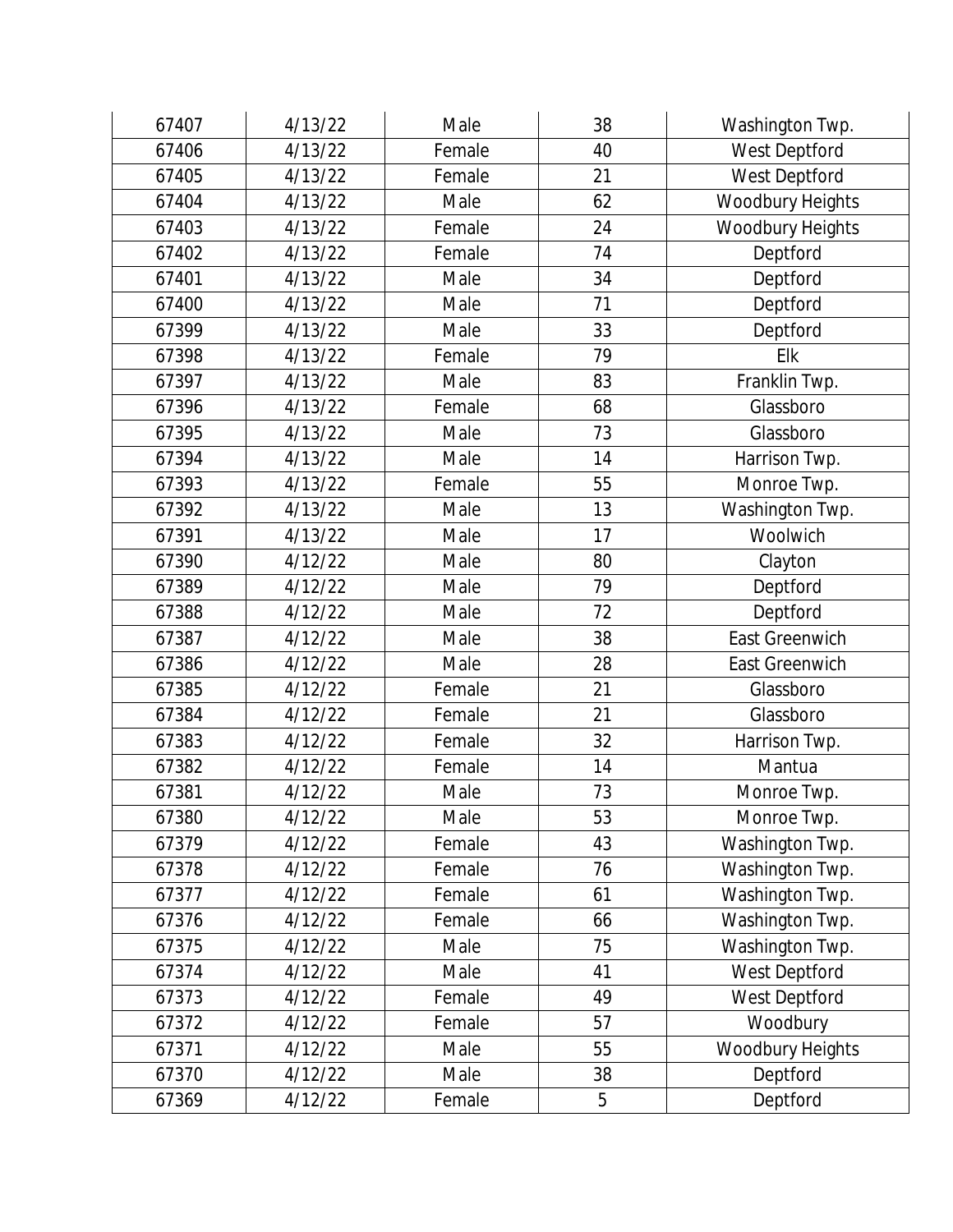| | | | | |
|---|---|---|---|---|
| 67407 | 4/13/22 | Male | 38 | Washington Twp. |
| 67406 | 4/13/22 | Female | 40 | West Deptford |
| 67405 | 4/13/22 | Female | 21 | West Deptford |
| 67404 | 4/13/22 | Male | 62 | Woodbury Heights |
| 67403 | 4/13/22 | Female | 24 | Woodbury Heights |
| 67402 | 4/13/22 | Female | 74 | Deptford |
| 67401 | 4/13/22 | Male | 34 | Deptford |
| 67400 | 4/13/22 | Male | 71 | Deptford |
| 67399 | 4/13/22 | Male | 33 | Deptford |
| 67398 | 4/13/22 | Female | 79 | Elk |
| 67397 | 4/13/22 | Male | 83 | Franklin Twp. |
| 67396 | 4/13/22 | Female | 68 | Glassboro |
| 67395 | 4/13/22 | Male | 73 | Glassboro |
| 67394 | 4/13/22 | Male | 14 | Harrison Twp. |
| 67393 | 4/13/22 | Female | 55 | Monroe Twp. |
| 67392 | 4/13/22 | Male | 13 | Washington Twp. |
| 67391 | 4/13/22 | Male | 17 | Woolwich |
| 67390 | 4/12/22 | Male | 80 | Clayton |
| 67389 | 4/12/22 | Male | 79 | Deptford |
| 67388 | 4/12/22 | Male | 72 | Deptford |
| 67387 | 4/12/22 | Male | 38 | East Greenwich |
| 67386 | 4/12/22 | Male | 28 | East Greenwich |
| 67385 | 4/12/22 | Female | 21 | Glassboro |
| 67384 | 4/12/22 | Female | 21 | Glassboro |
| 67383 | 4/12/22 | Female | 32 | Harrison Twp. |
| 67382 | 4/12/22 | Female | 14 | Mantua |
| 67381 | 4/12/22 | Male | 73 | Monroe Twp. |
| 67380 | 4/12/22 | Male | 53 | Monroe Twp. |
| 67379 | 4/12/22 | Female | 43 | Washington Twp. |
| 67378 | 4/12/22 | Female | 76 | Washington Twp. |
| 67377 | 4/12/22 | Female | 61 | Washington Twp. |
| 67376 | 4/12/22 | Female | 66 | Washington Twp. |
| 67375 | 4/12/22 | Male | 75 | Washington Twp. |
| 67374 | 4/12/22 | Male | 41 | West Deptford |
| 67373 | 4/12/22 | Female | 49 | West Deptford |
| 67372 | 4/12/22 | Female | 57 | Woodbury |
| 67371 | 4/12/22 | Male | 55 | Woodbury Heights |
| 67370 | 4/12/22 | Male | 38 | Deptford |
| 67369 | 4/12/22 | Female | 5 | Deptford |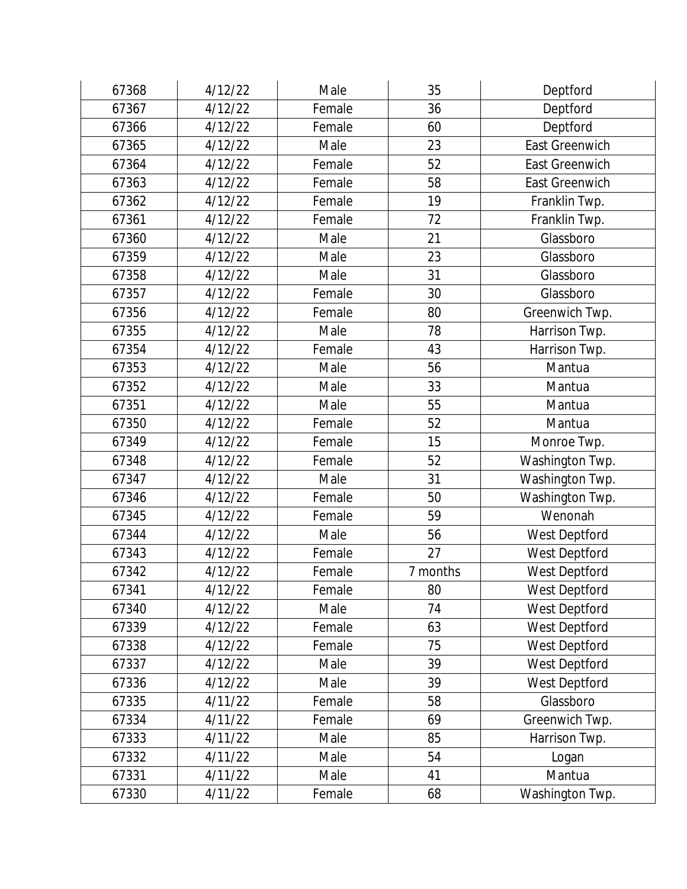| 67368 | 4/12/22 | Male | 35 | Deptford |
|---|---|---|---|---|
| 67367 | 4/12/22 | Female | 36 | Deptford |
| 67366 | 4/12/22 | Female | 60 | Deptford |
| 67365 | 4/12/22 | Male | 23 | East Greenwich |
| 67364 | 4/12/22 | Female | 52 | East Greenwich |
| 67363 | 4/12/22 | Female | 58 | East Greenwich |
| 67362 | 4/12/22 | Female | 19 | Franklin Twp. |
| 67361 | 4/12/22 | Female | 72 | Franklin Twp. |
| 67360 | 4/12/22 | Male | 21 | Glassboro |
| 67359 | 4/12/22 | Male | 23 | Glassboro |
| 67358 | 4/12/22 | Male | 31 | Glassboro |
| 67357 | 4/12/22 | Female | 30 | Glassboro |
| 67356 | 4/12/22 | Female | 80 | Greenwich Twp. |
| 67355 | 4/12/22 | Male | 78 | Harrison Twp. |
| 67354 | 4/12/22 | Female | 43 | Harrison Twp. |
| 67353 | 4/12/22 | Male | 56 | Mantua |
| 67352 | 4/12/22 | Male | 33 | Mantua |
| 67351 | 4/12/22 | Male | 55 | Mantua |
| 67350 | 4/12/22 | Female | 52 | Mantua |
| 67349 | 4/12/22 | Female | 15 | Monroe Twp. |
| 67348 | 4/12/22 | Female | 52 | Washington Twp. |
| 67347 | 4/12/22 | Male | 31 | Washington Twp. |
| 67346 | 4/12/22 | Female | 50 | Washington Twp. |
| 67345 | 4/12/22 | Female | 59 | Wenonah |
| 67344 | 4/12/22 | Male | 56 | West Deptford |
| 67343 | 4/12/22 | Female | 27 | West Deptford |
| 67342 | 4/12/22 | Female | 7 months | West Deptford |
| 67341 | 4/12/22 | Female | 80 | West Deptford |
| 67340 | 4/12/22 | Male | 74 | West Deptford |
| 67339 | 4/12/22 | Female | 63 | West Deptford |
| 67338 | 4/12/22 | Female | 75 | West Deptford |
| 67337 | 4/12/22 | Male | 39 | West Deptford |
| 67336 | 4/12/22 | Male | 39 | West Deptford |
| 67335 | 4/11/22 | Female | 58 | Glassboro |
| 67334 | 4/11/22 | Female | 69 | Greenwich Twp. |
| 67333 | 4/11/22 | Male | 85 | Harrison Twp. |
| 67332 | 4/11/22 | Male | 54 | Logan |
| 67331 | 4/11/22 | Male | 41 | Mantua |
| 67330 | 4/11/22 | Female | 68 | Washington Twp. |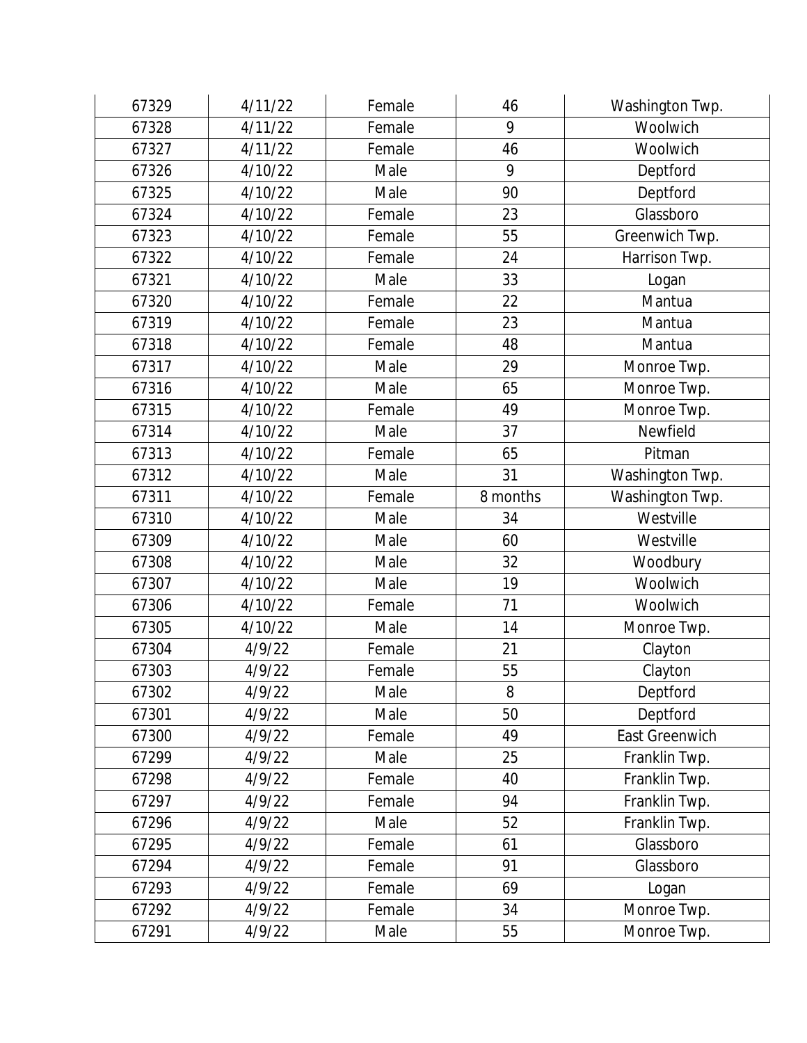| | | | | |
|---|---|---|---|---|
| 67329 | 4/11/22 | Female | 46 | Washington Twp. |
| 67328 | 4/11/22 | Female | 9 | Woolwich |
| 67327 | 4/11/22 | Female | 46 | Woolwich |
| 67326 | 4/10/22 | Male | 9 | Deptford |
| 67325 | 4/10/22 | Male | 90 | Deptford |
| 67324 | 4/10/22 | Female | 23 | Glassboro |
| 67323 | 4/10/22 | Female | 55 | Greenwich Twp. |
| 67322 | 4/10/22 | Female | 24 | Harrison Twp. |
| 67321 | 4/10/22 | Male | 33 | Logan |
| 67320 | 4/10/22 | Female | 22 | Mantua |
| 67319 | 4/10/22 | Female | 23 | Mantua |
| 67318 | 4/10/22 | Female | 48 | Mantua |
| 67317 | 4/10/22 | Male | 29 | Monroe Twp. |
| 67316 | 4/10/22 | Male | 65 | Monroe Twp. |
| 67315 | 4/10/22 | Female | 49 | Monroe Twp. |
| 67314 | 4/10/22 | Male | 37 | Newfield |
| 67313 | 4/10/22 | Female | 65 | Pitman |
| 67312 | 4/10/22 | Male | 31 | Washington Twp. |
| 67311 | 4/10/22 | Female | 8 months | Washington Twp. |
| 67310 | 4/10/22 | Male | 34 | Westville |
| 67309 | 4/10/22 | Male | 60 | Westville |
| 67308 | 4/10/22 | Male | 32 | Woodbury |
| 67307 | 4/10/22 | Male | 19 | Woolwich |
| 67306 | 4/10/22 | Female | 71 | Woolwich |
| 67305 | 4/10/22 | Male | 14 | Monroe Twp. |
| 67304 | 4/9/22 | Female | 21 | Clayton |
| 67303 | 4/9/22 | Female | 55 | Clayton |
| 67302 | 4/9/22 | Male | 8 | Deptford |
| 67301 | 4/9/22 | Male | 50 | Deptford |
| 67300 | 4/9/22 | Female | 49 | East Greenwich |
| 67299 | 4/9/22 | Male | 25 | Franklin Twp. |
| 67298 | 4/9/22 | Female | 40 | Franklin Twp. |
| 67297 | 4/9/22 | Female | 94 | Franklin Twp. |
| 67296 | 4/9/22 | Male | 52 | Franklin Twp. |
| 67295 | 4/9/22 | Female | 61 | Glassboro |
| 67294 | 4/9/22 | Female | 91 | Glassboro |
| 67293 | 4/9/22 | Female | 69 | Logan |
| 67292 | 4/9/22 | Female | 34 | Monroe Twp. |
| 67291 | 4/9/22 | Male | 55 | Monroe Twp. |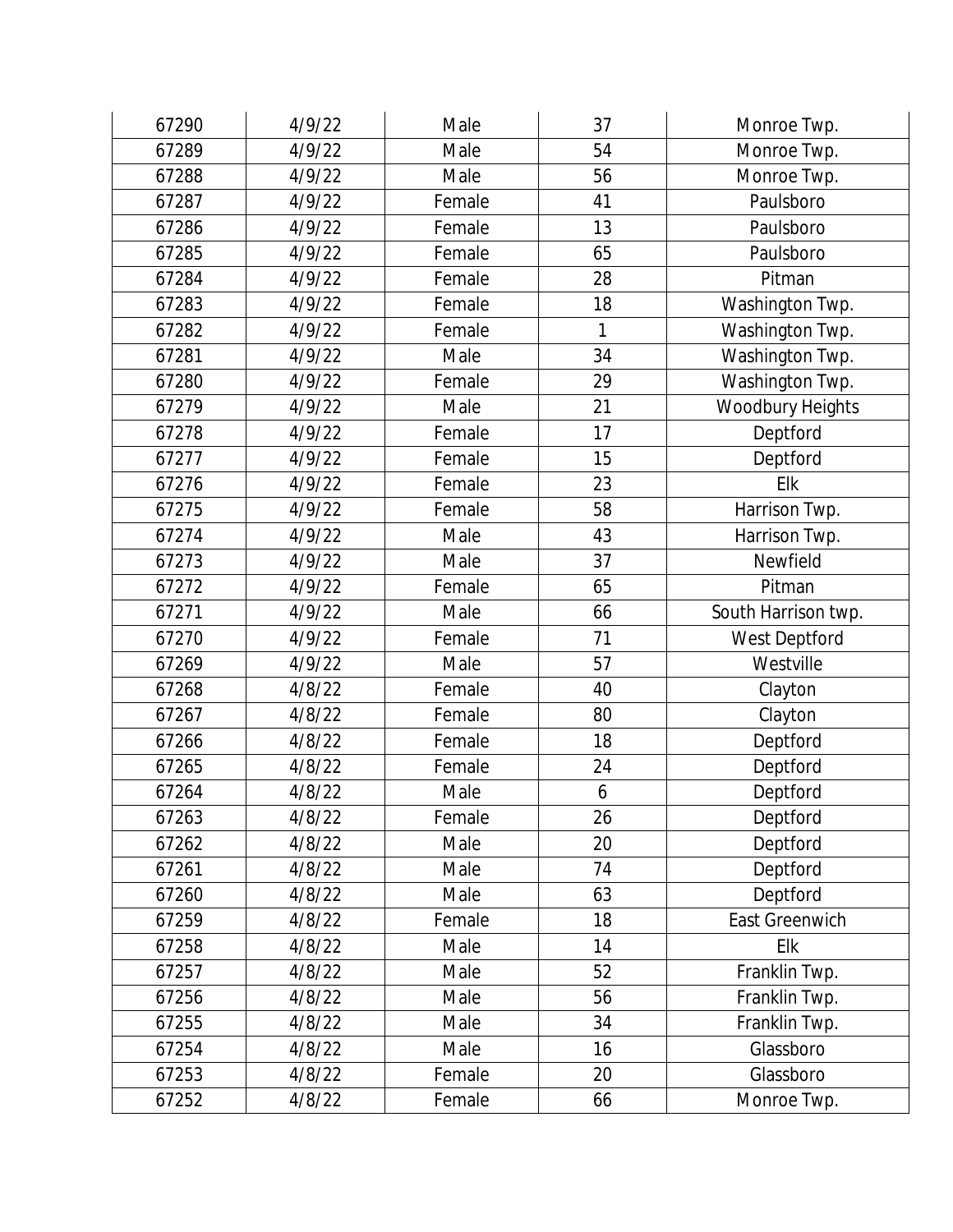| 67290 | 4/9/22 | Male | 37 | Monroe Twp. |
|---|---|---|---|---|
| 67289 | 4/9/22 | Male | 54 | Monroe Twp. |
| 67288 | 4/9/22 | Male | 56 | Monroe Twp. |
| 67287 | 4/9/22 | Female | 41 | Paulsboro |
| 67286 | 4/9/22 | Female | 13 | Paulsboro |
| 67285 | 4/9/22 | Female | 65 | Paulsboro |
| 67284 | 4/9/22 | Female | 28 | Pitman |
| 67283 | 4/9/22 | Female | 18 | Washington Twp. |
| 67282 | 4/9/22 | Female | 1 | Washington Twp. |
| 67281 | 4/9/22 | Male | 34 | Washington Twp. |
| 67280 | 4/9/22 | Female | 29 | Washington Twp. |
| 67279 | 4/9/22 | Male | 21 | Woodbury Heights |
| 67278 | 4/9/22 | Female | 17 | Deptford |
| 67277 | 4/9/22 | Female | 15 | Deptford |
| 67276 | 4/9/22 | Female | 23 | Elk |
| 67275 | 4/9/22 | Female | 58 | Harrison Twp. |
| 67274 | 4/9/22 | Male | 43 | Harrison Twp. |
| 67273 | 4/9/22 | Male | 37 | Newfield |
| 67272 | 4/9/22 | Female | 65 | Pitman |
| 67271 | 4/9/22 | Male | 66 | South Harrison twp. |
| 67270 | 4/9/22 | Female | 71 | West Deptford |
| 67269 | 4/9/22 | Male | 57 | Westville |
| 67268 | 4/8/22 | Female | 40 | Clayton |
| 67267 | 4/8/22 | Female | 80 | Clayton |
| 67266 | 4/8/22 | Female | 18 | Deptford |
| 67265 | 4/8/22 | Female | 24 | Deptford |
| 67264 | 4/8/22 | Male | 6 | Deptford |
| 67263 | 4/8/22 | Female | 26 | Deptford |
| 67262 | 4/8/22 | Male | 20 | Deptford |
| 67261 | 4/8/22 | Male | 74 | Deptford |
| 67260 | 4/8/22 | Male | 63 | Deptford |
| 67259 | 4/8/22 | Female | 18 | East Greenwich |
| 67258 | 4/8/22 | Male | 14 | Elk |
| 67257 | 4/8/22 | Male | 52 | Franklin Twp. |
| 67256 | 4/8/22 | Male | 56 | Franklin Twp. |
| 67255 | 4/8/22 | Male | 34 | Franklin Twp. |
| 67254 | 4/8/22 | Male | 16 | Glassboro |
| 67253 | 4/8/22 | Female | 20 | Glassboro |
| 67252 | 4/8/22 | Female | 66 | Monroe Twp. |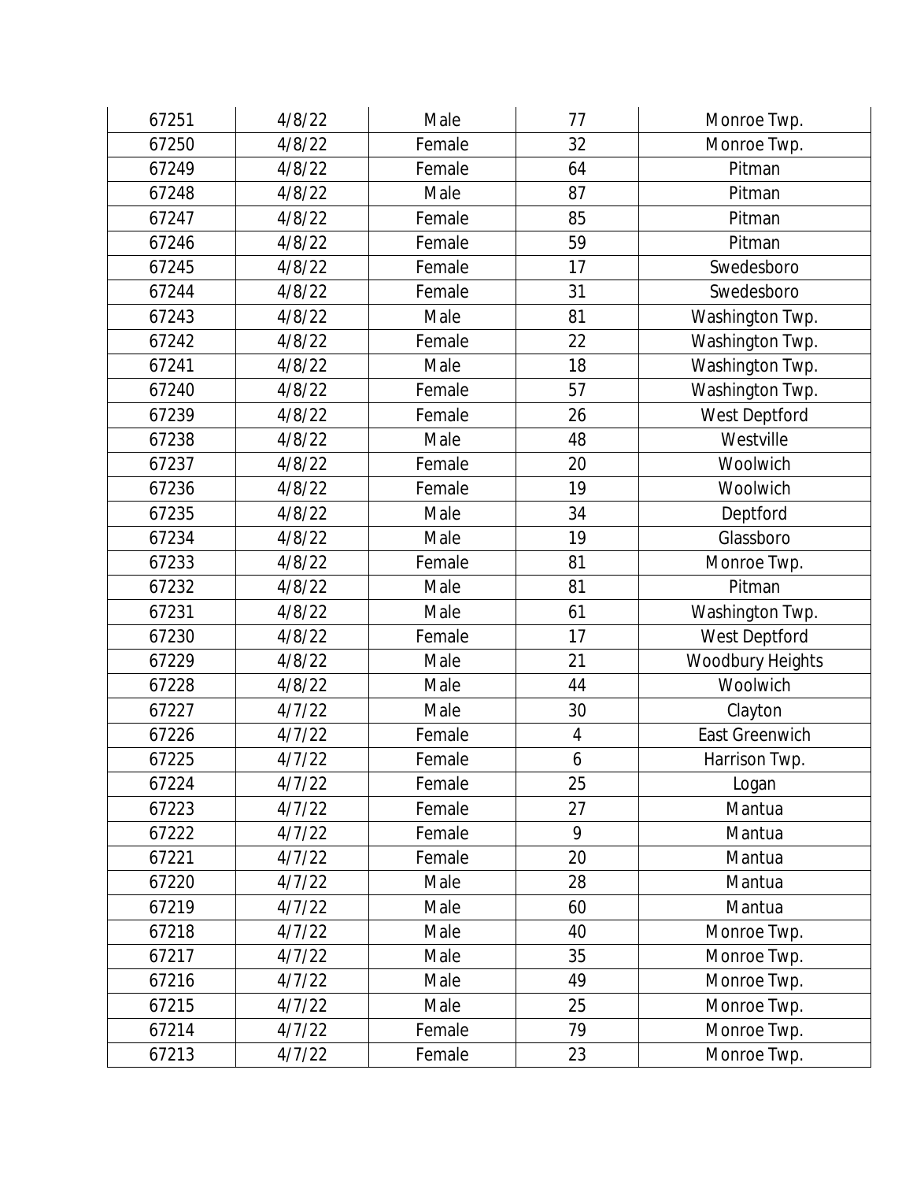| | | | | |
|---|---|---|---|---|
| 67251 | 4/8/22 | Male | 77 | Monroe Twp. |
| 67250 | 4/8/22 | Female | 32 | Monroe Twp. |
| 67249 | 4/8/22 | Female | 64 | Pitman |
| 67248 | 4/8/22 | Male | 87 | Pitman |
| 67247 | 4/8/22 | Female | 85 | Pitman |
| 67246 | 4/8/22 | Female | 59 | Pitman |
| 67245 | 4/8/22 | Female | 17 | Swedesboro |
| 67244 | 4/8/22 | Female | 31 | Swedesboro |
| 67243 | 4/8/22 | Male | 81 | Washington Twp. |
| 67242 | 4/8/22 | Female | 22 | Washington Twp. |
| 67241 | 4/8/22 | Male | 18 | Washington Twp. |
| 67240 | 4/8/22 | Female | 57 | Washington Twp. |
| 67239 | 4/8/22 | Female | 26 | West Deptford |
| 67238 | 4/8/22 | Male | 48 | Westville |
| 67237 | 4/8/22 | Female | 20 | Woolwich |
| 67236 | 4/8/22 | Female | 19 | Woolwich |
| 67235 | 4/8/22 | Male | 34 | Deptford |
| 67234 | 4/8/22 | Male | 19 | Glassboro |
| 67233 | 4/8/22 | Female | 81 | Monroe Twp. |
| 67232 | 4/8/22 | Male | 81 | Pitman |
| 67231 | 4/8/22 | Male | 61 | Washington Twp. |
| 67230 | 4/8/22 | Female | 17 | West Deptford |
| 67229 | 4/8/22 | Male | 21 | Woodbury Heights |
| 67228 | 4/8/22 | Male | 44 | Woolwich |
| 67227 | 4/7/22 | Male | 30 | Clayton |
| 67226 | 4/7/22 | Female | 4 | East Greenwich |
| 67225 | 4/7/22 | Female | 6 | Harrison Twp. |
| 67224 | 4/7/22 | Female | 25 | Logan |
| 67223 | 4/7/22 | Female | 27 | Mantua |
| 67222 | 4/7/22 | Female | 9 | Mantua |
| 67221 | 4/7/22 | Female | 20 | Mantua |
| 67220 | 4/7/22 | Male | 28 | Mantua |
| 67219 | 4/7/22 | Male | 60 | Mantua |
| 67218 | 4/7/22 | Male | 40 | Monroe Twp. |
| 67217 | 4/7/22 | Male | 35 | Monroe Twp. |
| 67216 | 4/7/22 | Male | 49 | Monroe Twp. |
| 67215 | 4/7/22 | Male | 25 | Monroe Twp. |
| 67214 | 4/7/22 | Female | 79 | Monroe Twp. |
| 67213 | 4/7/22 | Female | 23 | Monroe Twp. |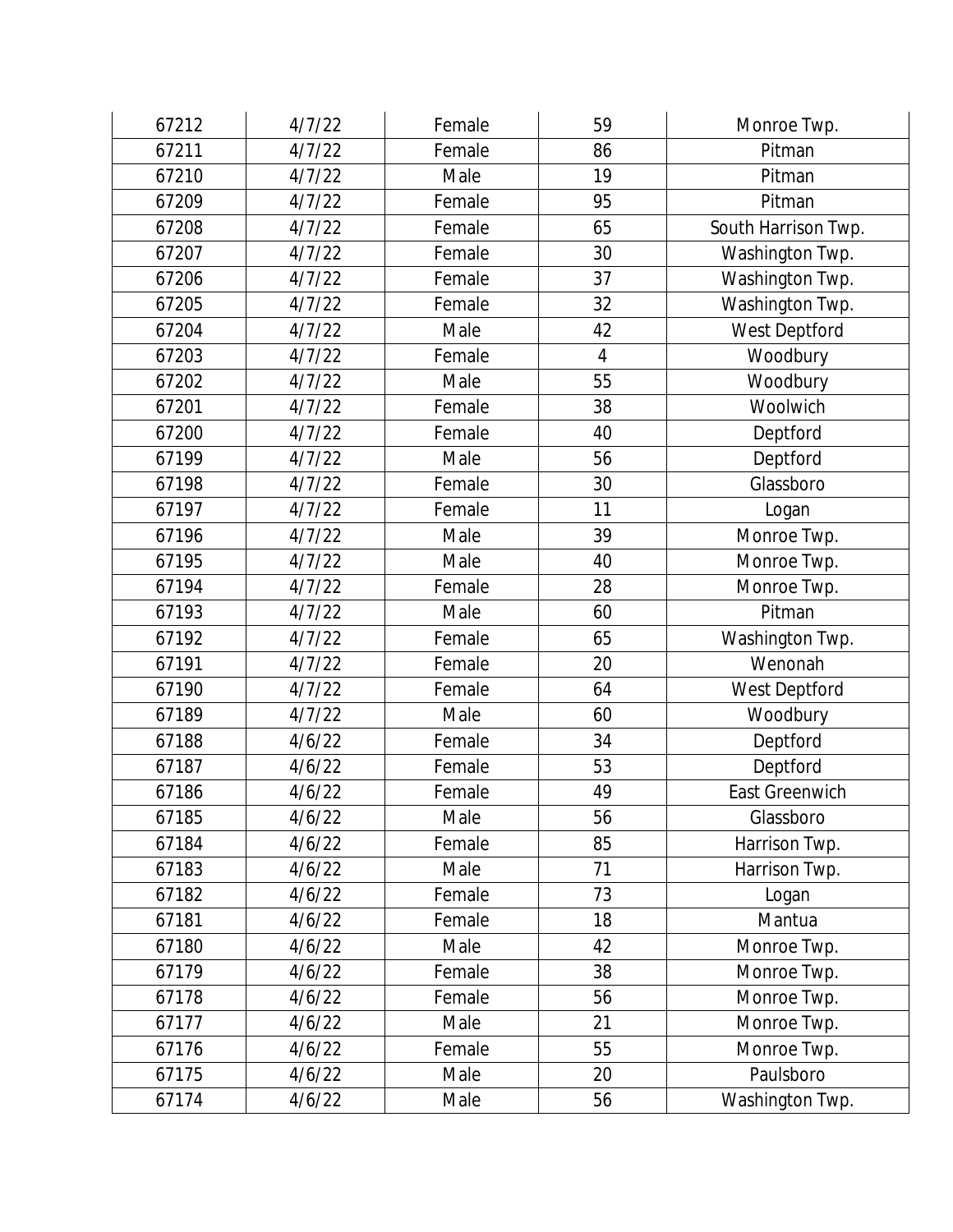| 67212 | 4/7/22 | Female | 59 | Monroe Twp. |
|---|---|---|---|---|
| 67211 | 4/7/22 | Female | 86 | Pitman |
| 67210 | 4/7/22 | Male | 19 | Pitman |
| 67209 | 4/7/22 | Female | 95 | Pitman |
| 67208 | 4/7/22 | Female | 65 | South Harrison Twp. |
| 67207 | 4/7/22 | Female | 30 | Washington Twp. |
| 67206 | 4/7/22 | Female | 37 | Washington Twp. |
| 67205 | 4/7/22 | Female | 32 | Washington Twp. |
| 67204 | 4/7/22 | Male | 42 | West Deptford |
| 67203 | 4/7/22 | Female | 4 | Woodbury |
| 67202 | 4/7/22 | Male | 55 | Woodbury |
| 67201 | 4/7/22 | Female | 38 | Woolwich |
| 67200 | 4/7/22 | Female | 40 | Deptford |
| 67199 | 4/7/22 | Male | 56 | Deptford |
| 67198 | 4/7/22 | Female | 30 | Glassboro |
| 67197 | 4/7/22 | Female | 11 | Logan |
| 67196 | 4/7/22 | Male | 39 | Monroe Twp. |
| 67195 | 4/7/22 | Male | 40 | Monroe Twp. |
| 67194 | 4/7/22 | Female | 28 | Monroe Twp. |
| 67193 | 4/7/22 | Male | 60 | Pitman |
| 67192 | 4/7/22 | Female | 65 | Washington Twp. |
| 67191 | 4/7/22 | Female | 20 | Wenonah |
| 67190 | 4/7/22 | Female | 64 | West Deptford |
| 67189 | 4/7/22 | Male | 60 | Woodbury |
| 67188 | 4/6/22 | Female | 34 | Deptford |
| 67187 | 4/6/22 | Female | 53 | Deptford |
| 67186 | 4/6/22 | Female | 49 | East Greenwich |
| 67185 | 4/6/22 | Male | 56 | Glassboro |
| 67184 | 4/6/22 | Female | 85 | Harrison Twp. |
| 67183 | 4/6/22 | Male | 71 | Harrison Twp. |
| 67182 | 4/6/22 | Female | 73 | Logan |
| 67181 | 4/6/22 | Female | 18 | Mantua |
| 67180 | 4/6/22 | Male | 42 | Monroe Twp. |
| 67179 | 4/6/22 | Female | 38 | Monroe Twp. |
| 67178 | 4/6/22 | Female | 56 | Monroe Twp. |
| 67177 | 4/6/22 | Male | 21 | Monroe Twp. |
| 67176 | 4/6/22 | Female | 55 | Monroe Twp. |
| 67175 | 4/6/22 | Male | 20 | Paulsboro |
| 67174 | 4/6/22 | Male | 56 | Washington Twp. |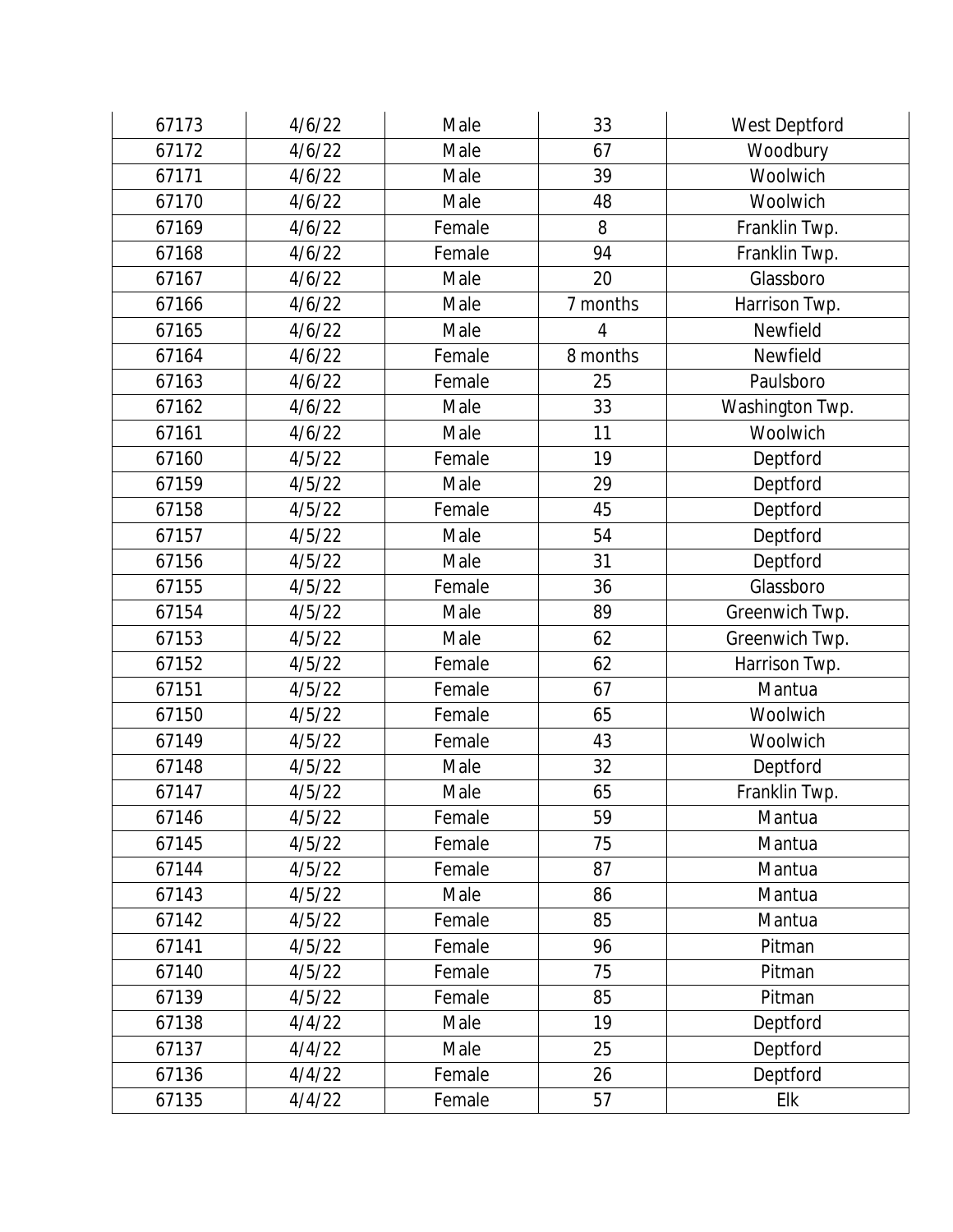| 67173 | 4/6/22 | Male | 33 | West Deptford |
|---|---|---|---|---|
| 67172 | 4/6/22 | Male | 67 | Woodbury |
| 67171 | 4/6/22 | Male | 39 | Woolwich |
| 67170 | 4/6/22 | Male | 48 | Woolwich |
| 67169 | 4/6/22 | Female | 8 | Franklin Twp. |
| 67168 | 4/6/22 | Female | 94 | Franklin Twp. |
| 67167 | 4/6/22 | Male | 20 | Glassboro |
| 67166 | 4/6/22 | Male | 7 months | Harrison Twp. |
| 67165 | 4/6/22 | Male | 4 | Newfield |
| 67164 | 4/6/22 | Female | 8 months | Newfield |
| 67163 | 4/6/22 | Female | 25 | Paulsboro |
| 67162 | 4/6/22 | Male | 33 | Washington Twp. |
| 67161 | 4/6/22 | Male | 11 | Woolwich |
| 67160 | 4/5/22 | Female | 19 | Deptford |
| 67159 | 4/5/22 | Male | 29 | Deptford |
| 67158 | 4/5/22 | Female | 45 | Deptford |
| 67157 | 4/5/22 | Male | 54 | Deptford |
| 67156 | 4/5/22 | Male | 31 | Deptford |
| 67155 | 4/5/22 | Female | 36 | Glassboro |
| 67154 | 4/5/22 | Male | 89 | Greenwich Twp. |
| 67153 | 4/5/22 | Male | 62 | Greenwich Twp. |
| 67152 | 4/5/22 | Female | 62 | Harrison Twp. |
| 67151 | 4/5/22 | Female | 67 | Mantua |
| 67150 | 4/5/22 | Female | 65 | Woolwich |
| 67149 | 4/5/22 | Female | 43 | Woolwich |
| 67148 | 4/5/22 | Male | 32 | Deptford |
| 67147 | 4/5/22 | Male | 65 | Franklin Twp. |
| 67146 | 4/5/22 | Female | 59 | Mantua |
| 67145 | 4/5/22 | Female | 75 | Mantua |
| 67144 | 4/5/22 | Female | 87 | Mantua |
| 67143 | 4/5/22 | Male | 86 | Mantua |
| 67142 | 4/5/22 | Female | 85 | Mantua |
| 67141 | 4/5/22 | Female | 96 | Pitman |
| 67140 | 4/5/22 | Female | 75 | Pitman |
| 67139 | 4/5/22 | Female | 85 | Pitman |
| 67138 | 4/4/22 | Male | 19 | Deptford |
| 67137 | 4/4/22 | Male | 25 | Deptford |
| 67136 | 4/4/22 | Female | 26 | Deptford |
| 67135 | 4/4/22 | Female | 57 | Elk |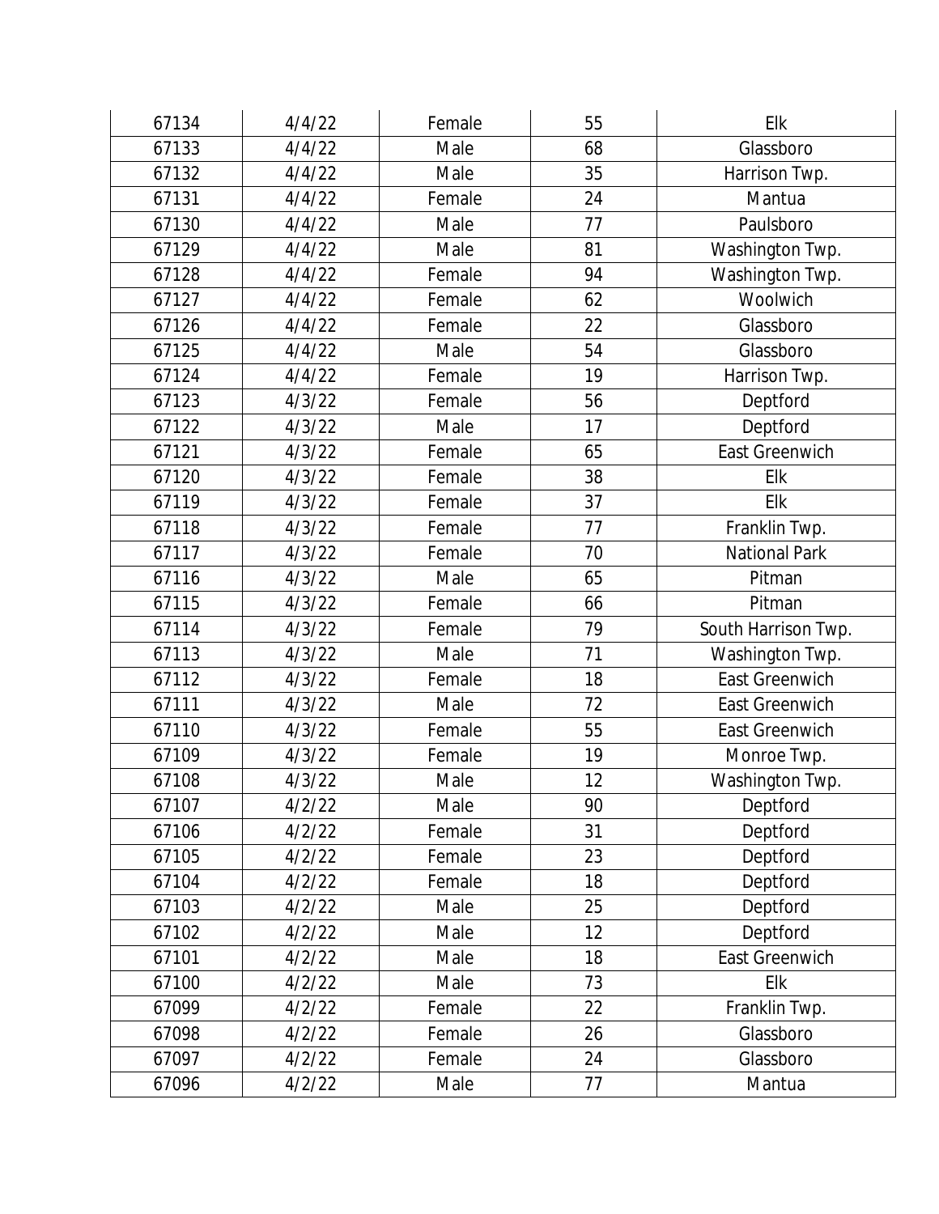| | | | | |
|---|---|---|---|---|
| 67134 | 4/4/22 | Female | 55 | Elk |
| 67133 | 4/4/22 | Male | 68 | Glassboro |
| 67132 | 4/4/22 | Male | 35 | Harrison Twp. |
| 67131 | 4/4/22 | Female | 24 | Mantua |
| 67130 | 4/4/22 | Male | 77 | Paulsboro |
| 67129 | 4/4/22 | Male | 81 | Washington Twp. |
| 67128 | 4/4/22 | Female | 94 | Washington Twp. |
| 67127 | 4/4/22 | Female | 62 | Woolwich |
| 67126 | 4/4/22 | Female | 22 | Glassboro |
| 67125 | 4/4/22 | Male | 54 | Glassboro |
| 67124 | 4/4/22 | Female | 19 | Harrison Twp. |
| 67123 | 4/3/22 | Female | 56 | Deptford |
| 67122 | 4/3/22 | Male | 17 | Deptford |
| 67121 | 4/3/22 | Female | 65 | East Greenwich |
| 67120 | 4/3/22 | Female | 38 | Elk |
| 67119 | 4/3/22 | Female | 37 | Elk |
| 67118 | 4/3/22 | Female | 77 | Franklin Twp. |
| 67117 | 4/3/22 | Female | 70 | National Park |
| 67116 | 4/3/22 | Male | 65 | Pitman |
| 67115 | 4/3/22 | Female | 66 | Pitman |
| 67114 | 4/3/22 | Female | 79 | South Harrison Twp. |
| 67113 | 4/3/22 | Male | 71 | Washington Twp. |
| 67112 | 4/3/22 | Female | 18 | East Greenwich |
| 67111 | 4/3/22 | Male | 72 | East Greenwich |
| 67110 | 4/3/22 | Female | 55 | East Greenwich |
| 67109 | 4/3/22 | Female | 19 | Monroe Twp. |
| 67108 | 4/3/22 | Male | 12 | Washington Twp. |
| 67107 | 4/2/22 | Male | 90 | Deptford |
| 67106 | 4/2/22 | Female | 31 | Deptford |
| 67105 | 4/2/22 | Female | 23 | Deptford |
| 67104 | 4/2/22 | Female | 18 | Deptford |
| 67103 | 4/2/22 | Male | 25 | Deptford |
| 67102 | 4/2/22 | Male | 12 | Deptford |
| 67101 | 4/2/22 | Male | 18 | East Greenwich |
| 67100 | 4/2/22 | Male | 73 | Elk |
| 67099 | 4/2/22 | Female | 22 | Franklin Twp. |
| 67098 | 4/2/22 | Female | 26 | Glassboro |
| 67097 | 4/2/22 | Female | 24 | Glassboro |
| 67096 | 4/2/22 | Male | 77 | Mantua |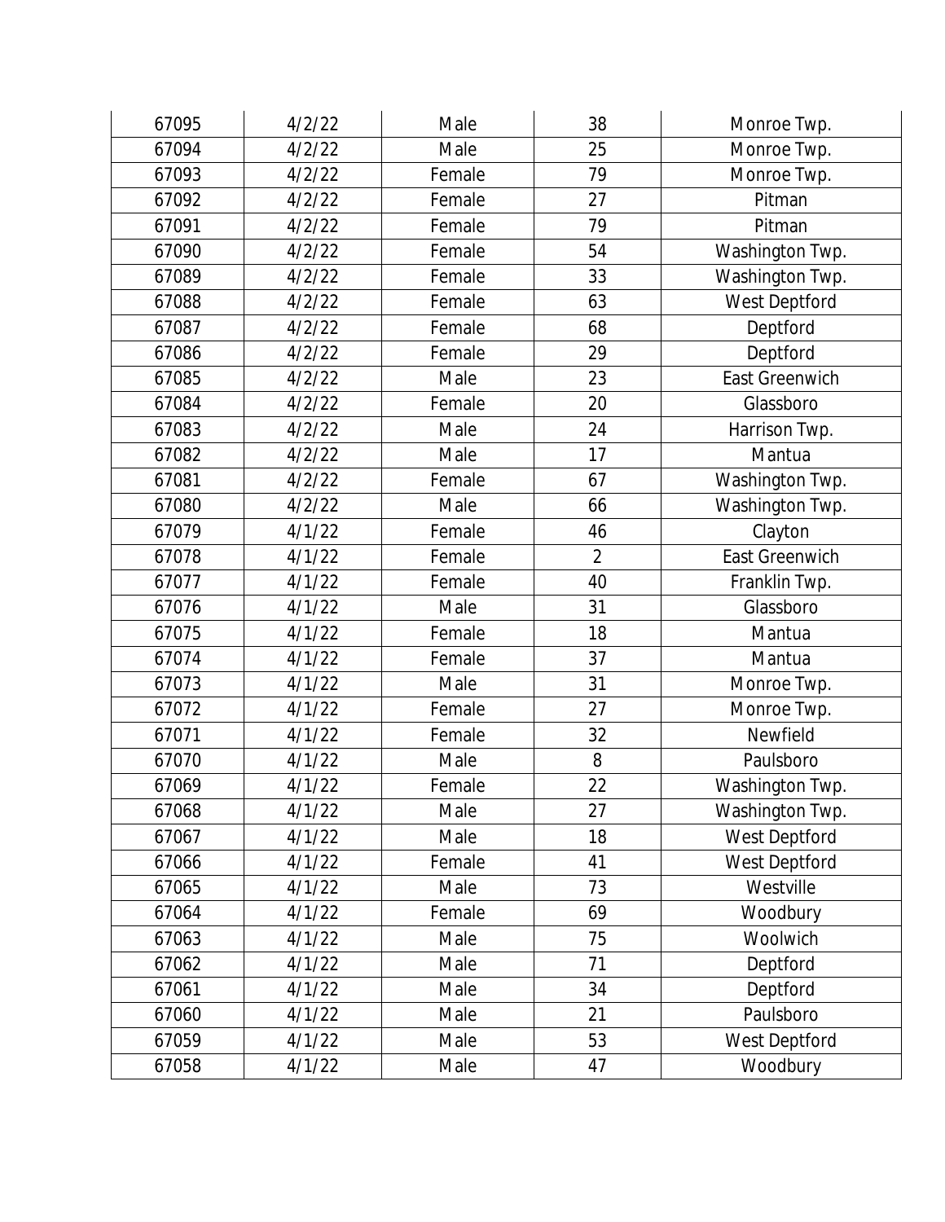| | | | | |
|---|---|---|---|---|
| 67095 | 4/2/22 | Male | 38 | Monroe Twp. |
| 67094 | 4/2/22 | Male | 25 | Monroe Twp. |
| 67093 | 4/2/22 | Female | 79 | Monroe Twp. |
| 67092 | 4/2/22 | Female | 27 | Pitman |
| 67091 | 4/2/22 | Female | 79 | Pitman |
| 67090 | 4/2/22 | Female | 54 | Washington Twp. |
| 67089 | 4/2/22 | Female | 33 | Washington Twp. |
| 67088 | 4/2/22 | Female | 63 | West Deptford |
| 67087 | 4/2/22 | Female | 68 | Deptford |
| 67086 | 4/2/22 | Female | 29 | Deptford |
| 67085 | 4/2/22 | Male | 23 | East Greenwich |
| 67084 | 4/2/22 | Female | 20 | Glassboro |
| 67083 | 4/2/22 | Male | 24 | Harrison Twp. |
| 67082 | 4/2/22 | Male | 17 | Mantua |
| 67081 | 4/2/22 | Female | 67 | Washington Twp. |
| 67080 | 4/2/22 | Male | 66 | Washington Twp. |
| 67079 | 4/1/22 | Female | 46 | Clayton |
| 67078 | 4/1/22 | Female | 2 | East Greenwich |
| 67077 | 4/1/22 | Female | 40 | Franklin Twp. |
| 67076 | 4/1/22 | Male | 31 | Glassboro |
| 67075 | 4/1/22 | Female | 18 | Mantua |
| 67074 | 4/1/22 | Female | 37 | Mantua |
| 67073 | 4/1/22 | Male | 31 | Monroe Twp. |
| 67072 | 4/1/22 | Female | 27 | Monroe Twp. |
| 67071 | 4/1/22 | Female | 32 | Newfield |
| 67070 | 4/1/22 | Male | 8 | Paulsboro |
| 67069 | 4/1/22 | Female | 22 | Washington Twp. |
| 67068 | 4/1/22 | Male | 27 | Washington Twp. |
| 67067 | 4/1/22 | Male | 18 | West Deptford |
| 67066 | 4/1/22 | Female | 41 | West Deptford |
| 67065 | 4/1/22 | Male | 73 | Westville |
| 67064 | 4/1/22 | Female | 69 | Woodbury |
| 67063 | 4/1/22 | Male | 75 | Woolwich |
| 67062 | 4/1/22 | Male | 71 | Deptford |
| 67061 | 4/1/22 | Male | 34 | Deptford |
| 67060 | 4/1/22 | Male | 21 | Paulsboro |
| 67059 | 4/1/22 | Male | 53 | West Deptford |
| 67058 | 4/1/22 | Male | 47 | Woodbury |